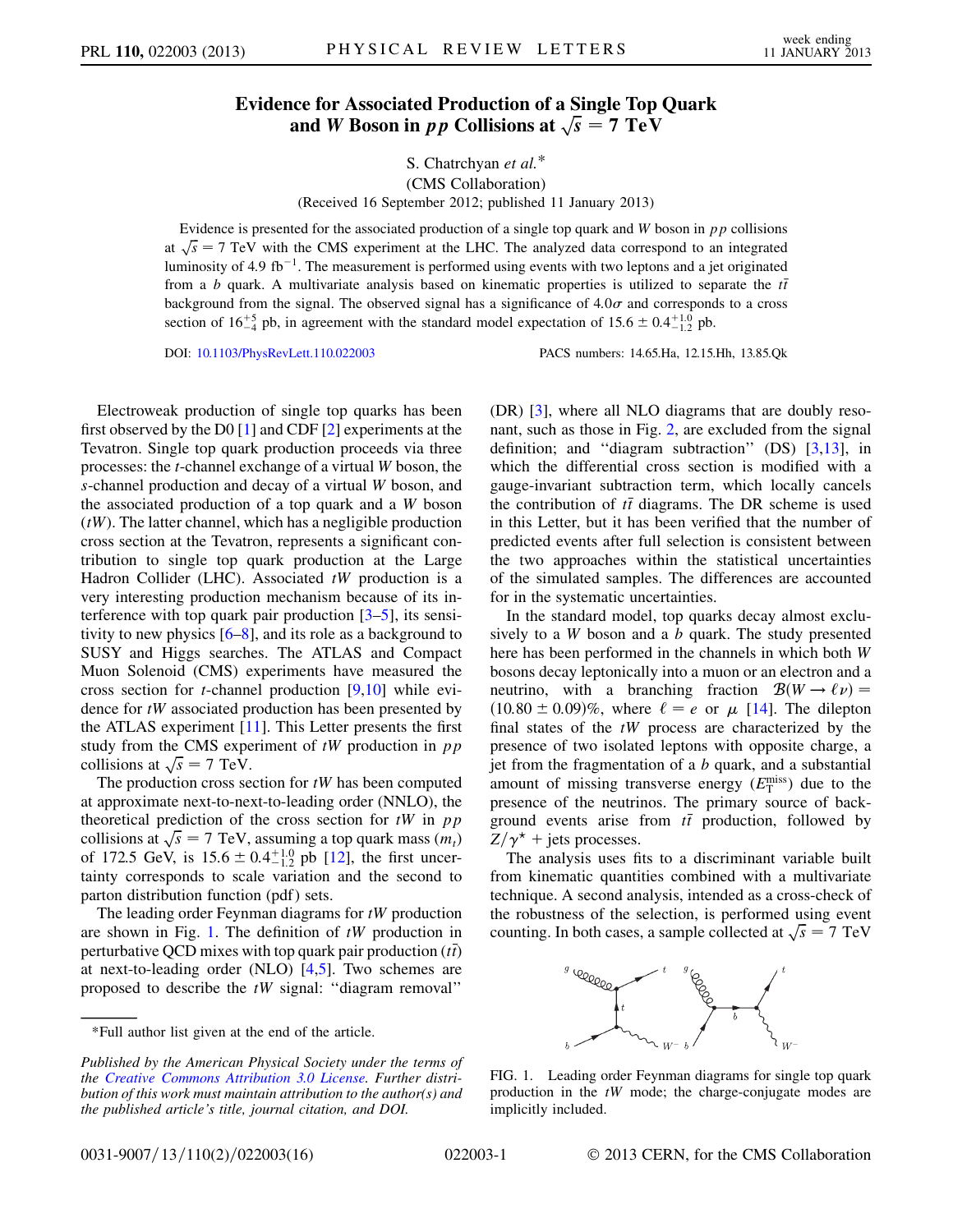# Evidence for Associated Production of a Single Top Quark and $W$ Boson in $pp$ Collisions at $\sqrt{s} = 7$ TeV

S. Chatrchyan *et al.**

(CMS Collaboration)

(Received 16 September 2012; published 11 January 2013)

Evidence is presented for the associated production of a single top quark and $W$ boson in $pp$ collisions at $\sqrt{s} = 7$ TeV with the CMS experiment at the LHC. The analyzed data correspond to an integrated luminosity of 4.9 fb$^{-1}$. The measurement is performed using events with two leptons and a jet originated from a $b$ quark. A multivariate analysis based on kinematic properties is utilized to separate the $t\bar{t}$ background from the signal. The observed signal has a significance of $4.0\sigma$ and corresponds to a cross section of $16^{+5}_{-4}$ pb, in agreement with the standard model expectation of $15.6 \pm 0.4^{+1.0}_{-1.2}$ pb.

DOI: 10.1103/PhysRevLett.110.022003

PACS numbers: 14.65.Ha, 12.15.Hh, 13.85.Qk

Electroweak production of single top quarks has been first observed by the D0 [1] and CDF [2] experiments at the Tevatron. Single top quark production proceeds via three processes: the $t$-channel exchange of a virtual $W$ boson, the $s$-channel production and decay of a virtual $W$ boson, and the associated production of a top quark and a $W$ boson ($tW$). The latter channel, which has a negligible production cross section at the Tevatron, represents a significant contribution to single top quark production at the Large Hadron Collider (LHC). Associated $tW$ production is a very interesting production mechanism because of its interference with top quark pair production [3–5], its sensitivity to new physics [6–8], and its role as a background to SUSY and Higgs searches. The ATLAS and Compact Muon Solenoid (CMS) experiments have measured the cross section for $t$-channel production [9,10] while evidence for $tW$ associated production has been presented by the ATLAS experiment [11]. This Letter presents the first study from the CMS experiment of $tW$ production in $pp$ collisions at $\sqrt{s} = 7$ TeV.

The production cross section for $tW$ has been computed at approximate next-to-next-to-leading order (NNLO), the theoretical prediction of the cross section for $tW$ in $pp$ collisions at $\sqrt{s} = 7$ TeV, assuming a top quark mass ($m_t$) of 172.5 GeV, is $15.6 \pm 0.4^{+1.0}_{-1.2}$ pb [12], the first uncertainty corresponds to scale variation and the second to parton distribution function (pdf) sets.

The leading order Feynman diagrams for $tW$ production are shown in Fig. 1. The definition of $tW$ production in perturbative QCD mixes with top quark pair production ($t\bar{t}$) at next-to-leading order (NLO) [4,5]. Two schemes are proposed to describe the $tW$ signal: "diagram removal" (DR) [3], where all NLO diagrams that are doubly resonant, such as those in Fig. 2, are excluded from the signal definition; and "diagram subtraction" (DS) [3,13], in which the differential cross section is modified with a gauge-invariant subtraction term, which locally cancels the contribution of $t\bar{t}$ diagrams. The DR scheme is used in this Letter, but it has been verified that the number of predicted events after full selection is consistent between the two approaches within the statistical uncertainties of the simulated samples. The differences are accounted for in the systematic uncertainties.

In the standard model, top quarks decay almost exclusively to a $W$ boson and a $b$ quark. The study presented here has been performed in the channels in which both $W$ bosons decay leptonically into a muon or an electron and a neutrino, with a branching fraction $\mathcal{B}(W \to \ell\nu) = (10.80 \pm 0.09)\%$, where $\ell = e$ or $\mu$ [14]. The dilepton final states of the $tW$ process are characterized by the presence of two isolated leptons with opposite charge, a jet from the fragmentation of a $b$ quark, and a substantial amount of missing transverse energy ($E_T^{\text{miss}}$) due to the presence of the neutrinos. The primary source of background events arise from $t\bar{t}$ production, followed by $Z/\gamma^\star$ + jets processes.

The analysis uses fits to a discriminant variable built from kinematic quantities combined with a multivariate technique. A second analysis, intended as a cross-check of the robustness of the selection, is performed using event counting. In both cases, a sample collected at $\sqrt{s} = 7$ TeV

FIG. 1. Leading order Feynman diagrams for single top quark production in the $tW$ mode; the charge-conjugate modes are implicitly included.

*Full author list given at the end of the article.

*Published by the American Physical Society under the terms of the Creative Commons Attribution 3.0 License. Further distribution of this work must maintain attribution to the author(s) and the published article's title, journal citation, and DOI.*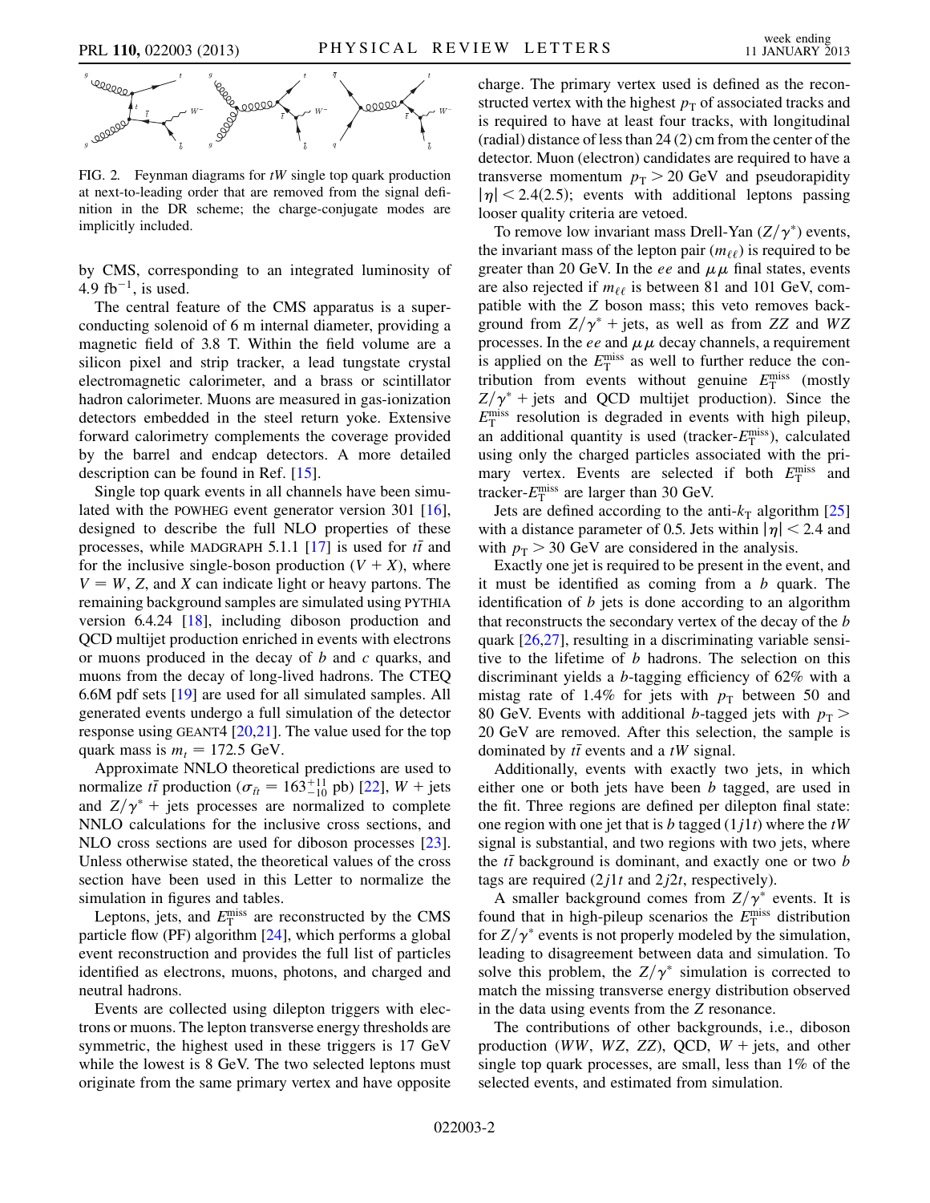FIG. 2. Feynman diagrams for $tW$ single top quark production at next-to-leading order that are removed from the signal definition in the DR scheme; the charge-conjugate modes are implicitly included.

by CMS, corresponding to an integrated luminosity of 4.9 $\mathrm{fb}^{-1}$, is used.

The central feature of the CMS apparatus is a superconducting solenoid of 6 m internal diameter, providing a magnetic field of 3.8 T. Within the field volume are a silicon pixel and strip tracker, a lead tungstate crystal electromagnetic calorimeter, and a brass or scintillator hadron calorimeter. Muons are measured in gas-ionization detectors embedded in the steel return yoke. Extensive forward calorimetry complements the coverage provided by the barrel and endcap detectors. A more detailed description can be found in Ref. [15].

Single top quark events in all channels have been simulated with the POWHEG event generator version 301 [16], designed to describe the full NLO properties of these processes, while MADGRAPH 5.1.1 [17] is used for $t\bar{t}$ and for the inclusive single-boson production ($V + X$), where $V = W$, $Z$, and $X$ can indicate light or heavy partons. The remaining background samples are simulated using PYTHIA version 6.4.24 [18], including diboson production and QCD multijet production enriched in events with electrons or muons produced in the decay of $b$ and $c$ quarks, and muons from the decay of long-lived hadrons. The CTEQ 6.6M pdf sets [19] are used for all simulated samples. All generated events undergo a full simulation of the detector response using GEANT4 [20,21]. The value used for the top quark mass is $m_t = 172.5$ GeV.

Approximate NNLO theoretical predictions are used to normalize $t\bar{t}$ production ($\sigma_{t\bar{t}} = 163^{+11}_{-10}$ pb) [22], $W$ + jets and $Z/\gamma^*$ + jets processes are normalized to complete NNLO calculations for the inclusive cross sections, and NLO cross sections are used for diboson processes [23]. Unless otherwise stated, the theoretical values of the cross section have been used in this Letter to normalize the simulation in figures and tables.

Leptons, jets, and $E_{\mathrm{T}}^{\mathrm{miss}}$ are reconstructed by the CMS particle flow (PF) algorithm [24], which performs a global event reconstruction and provides the full list of particles identified as electrons, muons, photons, and charged and neutral hadrons.

Events are collected using dilepton triggers with electrons or muons. The lepton transverse energy thresholds are symmetric, the highest used in these triggers is 17 GeV while the lowest is 8 GeV. The two selected leptons must originate from the same primary vertex and have opposite charge. The primary vertex used is defined as the reconstructed vertex with the highest $p_{\mathrm{T}}$ of associated tracks and is required to have at least four tracks, with longitudinal (radial) distance of less than 24 (2) cm from the center of the detector. Muon (electron) candidates are required to have a transverse momentum $p_{\mathrm{T}} > 20$ GeV and pseudorapidity $|\eta| < 2.4(2.5)$; events with additional leptons passing looser quality criteria are vetoed.

To remove low invariant mass Drell-Yan ($Z/\gamma^*$) events, the invariant mass of the lepton pair ($m_{\ell\ell}$) is required to be greater than 20 GeV. In the $ee$ and $\mu\mu$ final states, events are also rejected if $m_{\ell\ell}$ is between 81 and 101 GeV, compatible with the $Z$ boson mass; this veto removes background from $Z/\gamma^*$ + jets, as well as from $ZZ$ and $WZ$ production. In the $ee$ and $\mu\mu$ decay channels, a requirement is applied on the $E_{\mathrm{T}}^{\mathrm{miss}}$ as well to further reduce the contribution from events without genuine $E_{\mathrm{T}}^{\mathrm{miss}}$ (mostly $Z/\gamma^*$ + jets and QCD multijet production). Since the $E_{\mathrm{T}}^{\mathrm{miss}}$ resolution is degraded in events with high pileup, an additional quantity is used (tracker-$E_{\mathrm{T}}^{\mathrm{miss}}$), calculated using only the charged particles associated with the primary vertex. Events are selected if both $E_{\mathrm{T}}^{\mathrm{miss}}$ and tracker-$E_{\mathrm{T}}^{\mathrm{miss}}$ are larger than 30 GeV.

Jets are defined according to the anti-$k_{\mathrm{T}}$ algorithm [25] with a distance parameter of 0.5. Jets within $|\eta| < 2.4$ and with $p_{\mathrm{T}} > 30$ GeV are considered in the analysis.

Exactly one jet is required to be present in the event, and it must be identified as coming from a $b$ quark. The identification of $b$ jets is done according to an algorithm that reconstructs the secondary vertex of the decay of the $b$ quark [26,27], resulting in a discriminating variable sensitive to the lifetime of $b$ hadrons. The selection on this discriminant yields a $b$-tagging efficiency of 62% with a mistag rate of 1.4% for jets with $p_{\mathrm{T}}$ between 50 and 80 GeV. Events with additional $b$-tagged jets with $p_{\mathrm{T}} > 20$ GeV are removed. After this selection, the sample is dominated by $t\bar{t}$ events and a $tW$ signal.

Additionally, events with exactly two jets, in which either one or both jets have been $b$ tagged, are used in the fit. Three regions are defined per dilepton final state: one region with one jet that is $b$ tagged ($1j1t$) where the $tW$ signal is substantial, and two regions with two jets, where the $t\bar{t}$ background is dominant, and exactly one or two $b$ tags are required ($2j1t$ and $2j2t$, respectively).

A smaller background comes from $Z/\gamma^*$ events. It is found that in high-pileup scenarios the $E_{\mathrm{T}}^{\mathrm{miss}}$ distribution for $Z/\gamma^*$ events is not properly modeled by the simulation, leading to disagreement between data and simulation. To solve this problem, the $Z/\gamma^*$ simulation is corrected to match the missing transverse energy distribution observed in the data using events from the $Z$ resonance.

The contributions of other backgrounds, i.e., diboson production ($WW$, $WZ$, $ZZ$), QCD, $W$ + jets, and other single top quark processes, are small, less than 1% of the selected events, and estimated from simulation.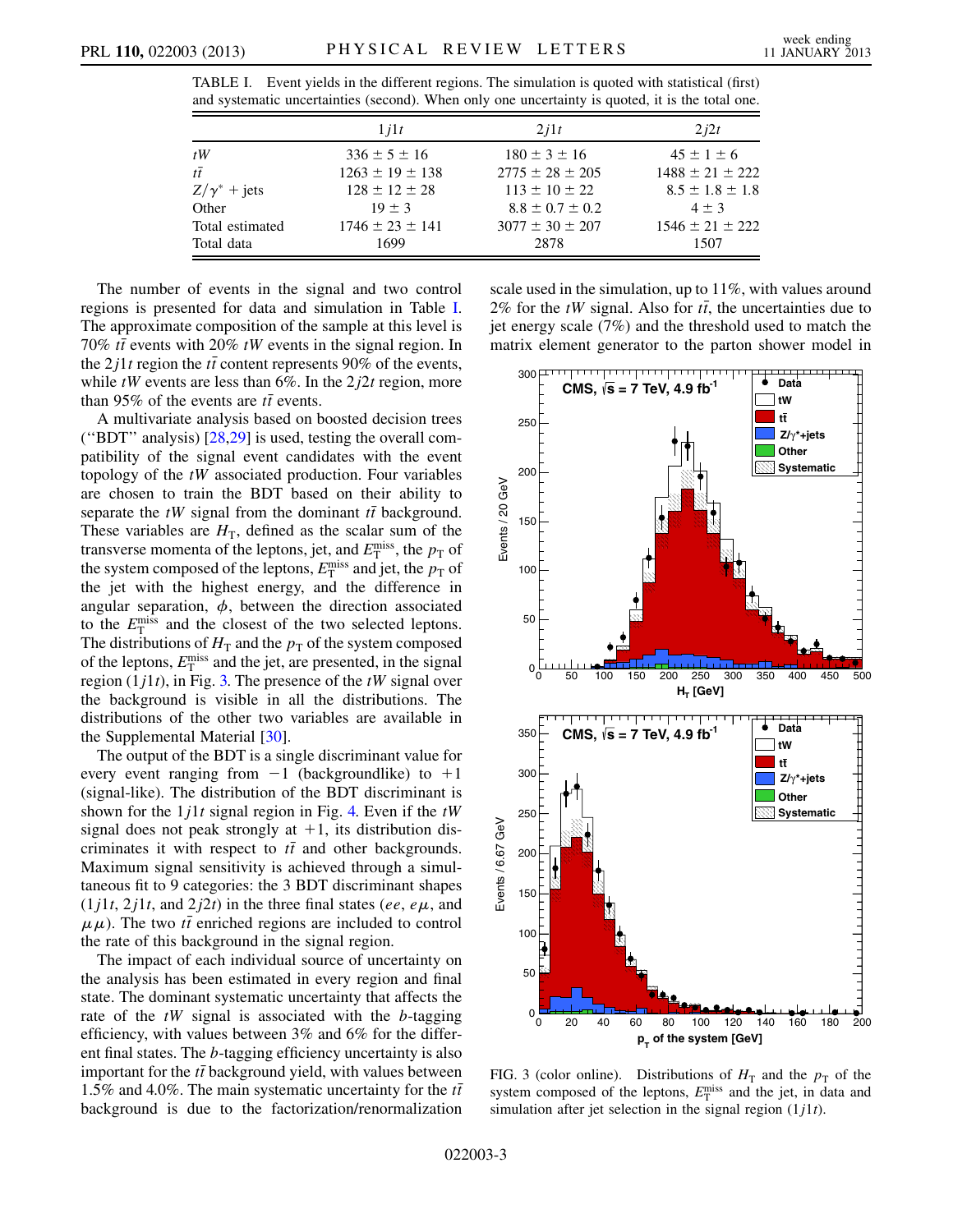TABLE I. Event yields in the different regions. The simulation is quoted with statistical (first) and systematic uncertainties (second). When only one uncertainty is quoted, it is the total one.

| | $1j1t$ | $2j1t$ | $2j2t$ |
|---|---|---|---|
| $tW$ | $336 \pm 5 \pm 16$ | $180 \pm 3 \pm 16$ | $45 \pm 1 \pm 6$ |
| $t\bar{t}$ | $1263 \pm 19 \pm 138$ | $2775 \pm 28 \pm 205$ | $1488 \pm 21 \pm 222$ |
| $Z/\gamma^*$ + jets | $128 \pm 12 \pm 28$ | $113 \pm 10 \pm 22$ | $8.5 \pm 1.8 \pm 1.8$ |
| Other | $19 \pm 3$ | $8.8 \pm 0.7 \pm 0.2$ | $4 \pm 3$ |
| Total estimated | $1746 \pm 23 \pm 141$ | $3077 \pm 30 \pm 207$ | $1546 \pm 21 \pm 222$ |
| Total data | 1699 | 2878 | 1507 |

The number of events in the signal and two control regions is presented for data and simulation in Table I. The approximate composition of the sample at this level is 70% $t\bar{t}$ events with 20% $tW$ events in the signal region. In the $2j1t$ region the $t\bar{t}$ content represents 90% of the events, while $tW$ events are less than 6%. In the $2j2t$ region, more than 95% of the events are $t\bar{t}$ events.

A multivariate analysis based on boosted decision trees ("BDT" analysis) [28,29] is used, testing the overall compatibility of the signal event candidates with the event topology of the $tW$ associated production. Four variables are chosen to train the BDT based on their ability to separate the $tW$ signal from the dominant $t\bar{t}$ background. These variables are $H_T$, defined as the scalar sum of the transverse momenta of the leptons, jet, and $E_T^{miss}$, the $p_T$ of the system composed of the leptons, $E_T^{miss}$ and jet, the $p_T$ of the jet with the highest energy, and the difference in angular separation, $\phi$, between the direction associated to the $E_T^{miss}$ and the closest of the two selected leptons. The distributions of $H_T$ and the $p_T$ of the system composed of the leptons, $E_T^{miss}$ and the jet, are presented, in the signal region ($1j1t$), in Fig. 3. The presence of the $tW$ signal over the background is visible in all the distributions. The distributions of the other two variables are available in the Supplemental Material [30].

The output of the BDT is a single discriminant value for every event ranging from $-1$ (backgroundlike) to $+1$ (signal-like). The distribution of the BDT discriminant is shown for the $1j1t$ signal region in Fig. 4. Even if the $tW$ signal does not peak strongly at $+1$, its distribution discriminates it with respect to $t\bar{t}$ and other backgrounds. Maximum signal sensitivity is achieved through a simultaneous fit to 9 categories: the 3 BDT discriminant shapes ($1j1t$, $2j1t$, and $2j2t$) in the three final states ($ee$, $e\mu$, and $\mu\mu$). The two $t\bar{t}$ enriched regions are included to control the rate of this background in the signal region.

The impact of each individual source of uncertainty on the analysis has been estimated in every region and final state. The dominant systematic uncertainty that affects the rate of the $tW$ signal is associated with the $b$-tagging efficiency, with values between 3% and 6% for the different final states. The $b$-tagging efficiency uncertainty is also important for the $t\bar{t}$ background yield, with values between 1.5% and 4.0%. The main systematic uncertainty for the $t\bar{t}$ background is due to the factorization/renormalization scale used in the simulation, up to 11%, with values around 2% for the $tW$ signal. Also for $t\bar{t}$, the uncertainties due to jet energy scale (7%) and the threshold used to match the matrix element generator to the parton shower model in

FIG. 3 (color online). Distributions of $H_T$ and the $p_T$ of the system composed of the leptons, $E_T^{miss}$ and the jet, in data and simulation after jet selection in the signal region ($1j1t$).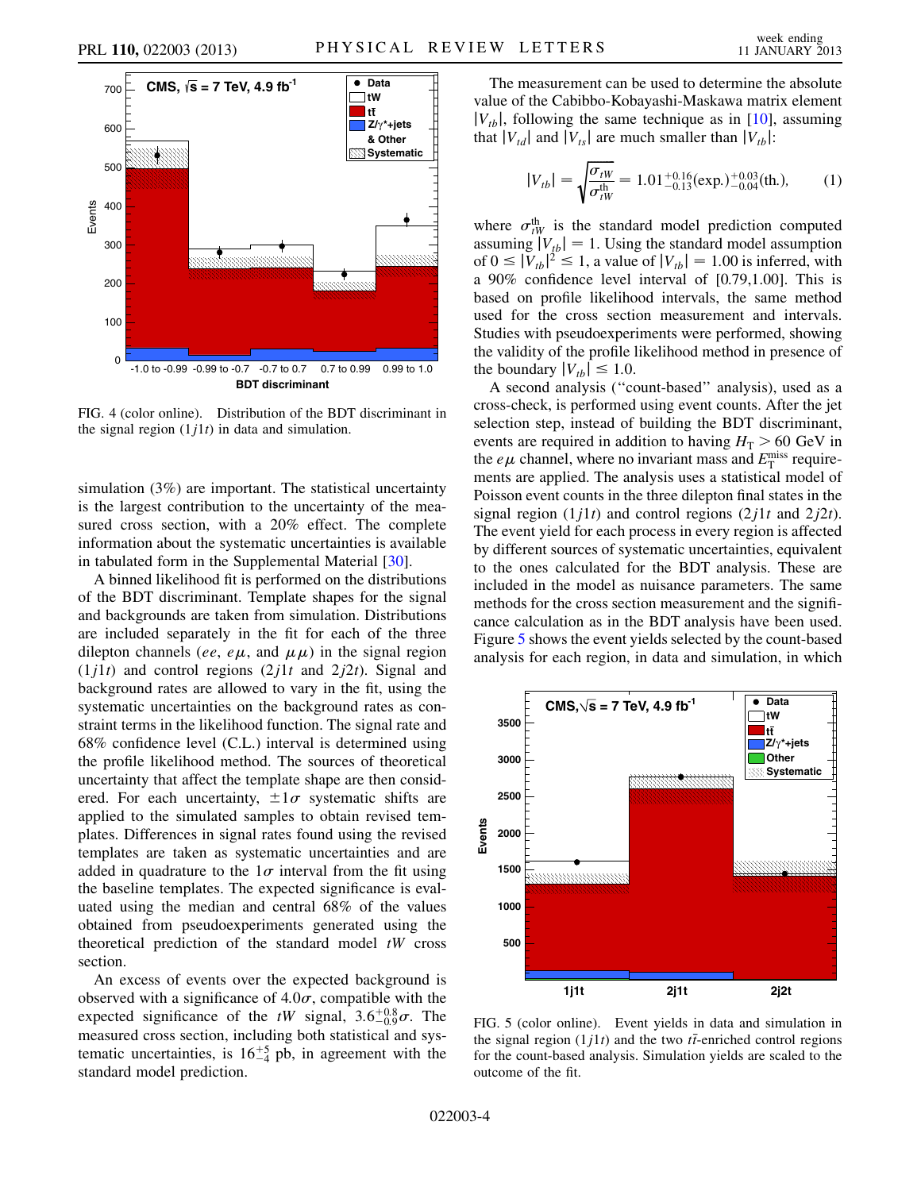FIG. 4 (color online). Distribution of the BDT discriminant in the signal region ($1j1t$) in data and simulation.

simulation (3%) are important. The statistical uncertainty is the largest contribution to the uncertainty of the measured cross section, with a 20% effect. The complete information about the systematic uncertainties is available in tabulated form in the Supplemental Material [30].

A binned likelihood fit is performed on the distributions of the BDT discriminant. Template shapes for the signal and backgrounds are taken from simulation. Distributions are included separately in the fit for each of the three dilepton channels ($ee$, $e\mu$, and $\mu\mu$) in the signal region ($1j1t$) and control regions ($2j1t$ and $2j2t$). Signal and background rates are allowed to vary in the fit, using the systematic uncertainties on the background rates as constraint terms in the likelihood function. The signal rate and 68% confidence level (C.L.) interval is determined using the profile likelihood method. The sources of theoretical uncertainty that affect the template shape are then considered. For each uncertainty, $\pm 1\sigma$ systematic shifts are applied to the simulated samples to obtain revised templates. Differences in signal rates found using the revised templates are taken as systematic uncertainties and are added in quadrature to the $1\sigma$ interval from the fit using the baseline templates. The expected significance is evaluated using the median and central 68% of the values obtained from pseudoexperiments generated using the theoretical prediction of the standard model $tW$ cross section.

An excess of events over the expected background is observed with a significance of $4.0\sigma$, compatible with the expected significance of the $tW$ signal, $3.6^{+0.8}_{-0.9}\sigma$. The measured cross section, including both statistical and systematic uncertainties, is $16^{+5}_{-4}$ pb, in agreement with the standard model prediction.

The measurement can be used to determine the absolute value of the Cabibbo-Kobayashi-Maskawa matrix element $|V_{tb}|$, following the same technique as in [10], assuming that $|V_{td}|$ and $|V_{ts}|$ are much smaller than $|V_{tb}|$:

$$|V_{tb}| = \sqrt{\frac{\sigma_{tW}}{\sigma_{tW}^{\text{th}}}} = 1.01^{+0.16}_{-0.13}(\text{exp.})^{+0.03}_{-0.04}(\text{th.}), \tag{1}$$

where $\sigma_{tW}^{\text{th}}$ is the standard model prediction computed assuming $|V_{tb}| = 1$. Using the standard model assumption of $0 \leq |V_{tb}|^2 \leq 1$, a value of $|V_{tb}| = 1.00$ is inferred, with a 90% confidence level interval of [0.79,1.00]. This is based on profile likelihood intervals, the same method used for the cross section measurement and intervals. Studies with pseudoexperiments were performed, showing the validity of the profile likelihood method in presence of the boundary $|V_{tb}| \leq 1.0$.

A second analysis ("count-based" analysis), used as a cross-check, is performed using event counts. After the jet selection step, instead of building the BDT discriminant, events are required in addition to having $H_T > 60$ GeV in the $e\mu$ channel, where no invariant mass and $E_T^{\text{miss}}$ requirements are applied. The analysis uses a statistical model of Poisson event counts in the three dilepton final states in the signal region ($1j1t$) and control regions ($2j1t$ and $2j2t$). The event yield for each process in every region is affected by different sources of systematic uncertainties, equivalent to the ones calculated for the BDT analysis. These are included in the model as nuisance parameters. The same methods for the cross section measurement and the significance calculation as in the BDT analysis have been used. Figure 5 shows the event yields selected by the count-based analysis for each region, in data and simulation, in which

FIG. 5 (color online). Event yields in data and simulation in the signal region ($1j1t$) and the two $t\bar{t}$-enriched control regions for the count-based analysis. Simulation yields are scaled to the outcome of the fit.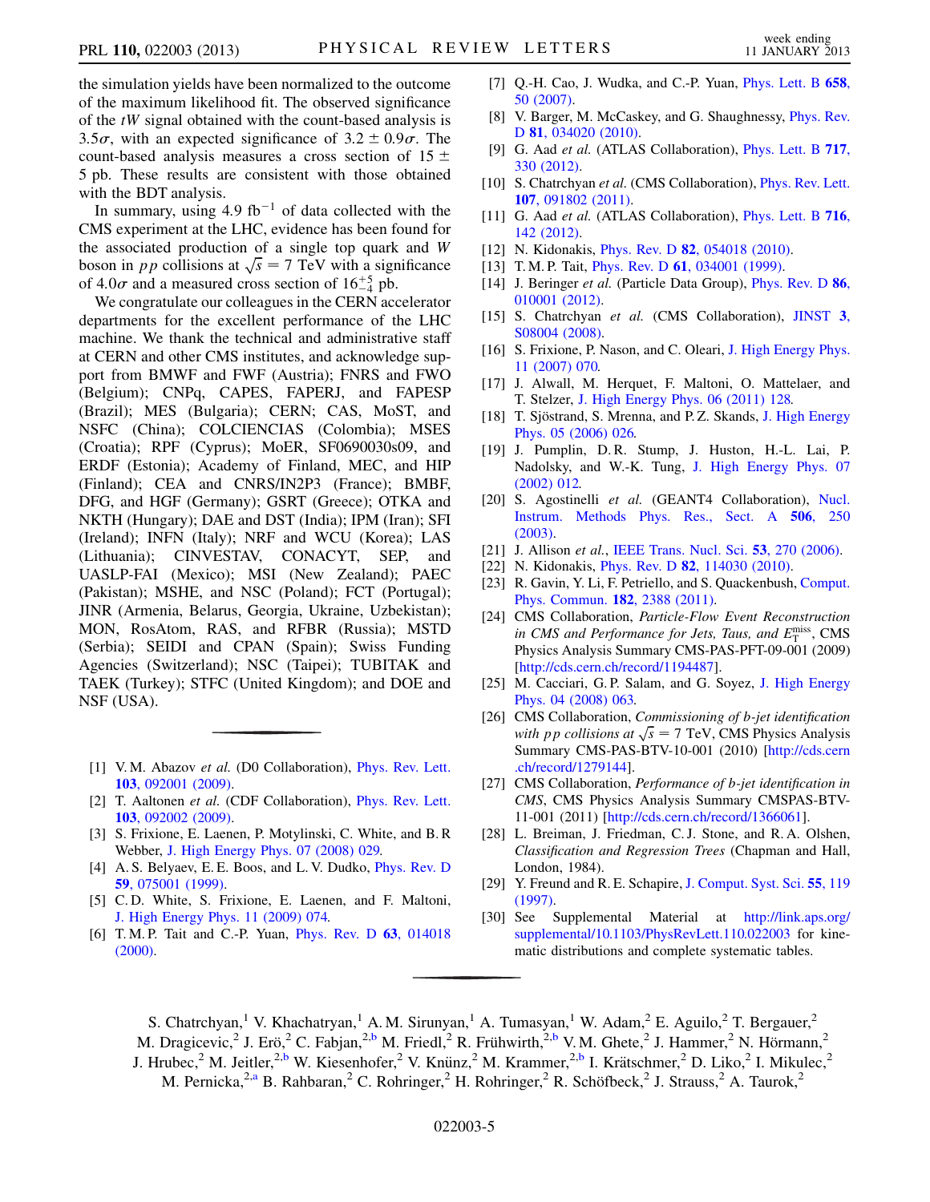the simulation yields have been normalized to the outcome of the maximum likelihood fit. The observed significance of the $tW$ signal obtained with the count-based analysis is $3.5\sigma$, with an expected significance of $3.2 \pm 0.9\sigma$. The count-based analysis measures a cross section of $15 \pm 5$ pb. These results are consistent with those obtained with the BDT analysis.

In summary, using $4.9\ \text{fb}^{-1}$ of data collected with the CMS experiment at the LHC, evidence has been found for the associated production of a single top quark and $W$ boson in $pp$ collisions at $\sqrt{s} = 7$ TeV with a significance of $4.0\sigma$ and a measured cross section of $16^{+5}_{-4}$ pb.

We congratulate our colleagues in the CERN accelerator departments for the excellent performance of the LHC machine. We thank the technical and administrative staff at CERN and other CMS institutes, and acknowledge support from BMWF and FWF (Austria); FNRS and FWO (Belgium); CNPq, CAPES, FAPERJ, and FAPESP (Brazil); MES (Bulgaria); CERN; CAS, MoST, and NSFC (China); COLCIENCIAS (Colombia); MSES (Croatia); RPF (Cyprus); MoER, SF0690030s09, and ERDF (Estonia); Academy of Finland, MEC, and HIP (Finland); CEA and CNRS/IN2P3 (France); BMBF, DFG, and HGF (Germany); GSRT (Greece); OTKA and NKTH (Hungary); DAE and DST (India); IPM (Iran); SFI (Ireland); INFN (Italy); NRF and WCU (Korea); LAS (Lithuania); CINVESTAV, CONACYT, SEP, and UASLP-FAI (Mexico); MSI (New Zealand); PAEC (Pakistan); MSHE, and NSC (Poland); FCT (Portugal); JINR (Armenia, Belarus, Georgia, Ukraine, Uzbekistan); MON, RosAtom, RAS, and RFBR (Russia); MSTD (Serbia); SEIDI and CPAN (Spain); Swiss Funding Agencies (Switzerland); NSC (Taipei); TUBITAK and TAEK (Turkey); STFC (United Kingdom); and DOE and NSF (USA).

[1] V. M. Abazov *et al.* (D0 Collaboration), Phys. Rev. Lett. **103**, 092001 (2009).

[2] T. Aaltonen *et al.* (CDF Collaboration), Phys. Rev. Lett. **103**, 092002 (2009).

[3] S. Frixione, E. Laenen, P. Motylinski, C. White, and B. R Webber, J. High Energy Phys. 07 (2008) 029.

[4] A. S. Belyaev, E. E. Boos, and L. V. Dudko, Phys. Rev. D **59**, 075001 (1999).

[5] C. D. White, S. Frixione, E. Laenen, and F. Maltoni, J. High Energy Phys. 11 (2009) 074.

[6] T. M. P. Tait and C.-P. Yuan, Phys. Rev. D **63**, 014018 (2000).

[7] Q.-H. Cao, J. Wudka, and C.-P. Yuan, Phys. Lett. B **658**, 50 (2007).

[8] V. Barger, M. McCaskey, and G. Shaughnessy, Phys. Rev. D **81**, 034020 (2010).

[9] G. Aad *et al.* (ATLAS Collaboration), Phys. Lett. B **717**, 330 (2012).

[10] S. Chatrchyan *et al.* (CMS Collaboration), Phys. Rev. Lett. **107**, 091802 (2011).

[11] G. Aad *et al.* (ATLAS Collaboration), Phys. Lett. B **716**, 142 (2012).

[12] N. Kidonakis, Phys. Rev. D **82**, 054018 (2010).

[13] T. M. P. Tait, Phys. Rev. D **61**, 034001 (1999).

[14] J. Beringer *et al.* (Particle Data Group), Phys. Rev. D **86**, 010001 (2012).

[15] S. Chatrchyan *et al.* (CMS Collaboration), JINST **3**, S08004 (2008).

[16] S. Frixione, P. Nason, and C. Oleari, J. High Energy Phys. 11 (2007) 070.

[17] J. Alwall, M. Herquet, F. Maltoni, O. Mattelaer, and T. Stelzer, J. High Energy Phys. 06 (2011) 128.

[18] T. Sjöstrand, S. Mrenna, and P. Z. Skands, J. High Energy Phys. 05 (2006) 026.

[19] J. Pumplin, D. R. Stump, J. Huston, H.-L. Lai, P. Nadolsky, and W.-K. Tung, J. High Energy Phys. 07 (2002) 012.

[20] S. Agostinelli *et al.* (GEANT4 Collaboration), Nucl. Instrum. Methods Phys. Res., Sect. A **506**, 250 (2003).

[21] J. Allison *et al.*, IEEE Trans. Nucl. Sci. **53**, 270 (2006).

[22] N. Kidonakis, Phys. Rev. D **82**, 114030 (2010).

[23] R. Gavin, Y. Li, F. Petriello, and S. Quackenbush, Comput. Phys. Commun. **182**, 2388 (2011).

[24] CMS Collaboration, *Particle-Flow Event Reconstruction in CMS and Performance for Jets, Taus, and $E_T^{\text{miss}}$*, CMS Physics Analysis Summary CMS-PAS-PFT-09-001 (2009) [http://cds.cern.ch/record/1194487].

[25] M. Cacciari, G. P. Salam, and G. Soyez, J. High Energy Phys. 04 (2008) 063.

[26] CMS Collaboration, *Commissioning of b-jet identification with pp collisions at $\sqrt{s} = 7$ TeV*, CMS Physics Analysis Summary CMS-PAS-BTV-10-001 (2010) [http://cds.cern.ch/record/1279144].

[27] CMS Collaboration, *Performance of b-jet identification in CMS*, CMS Physics Analysis Summary CMSPAS-BTV-11-001 (2011) [http://cds.cern.ch/record/1366061].

[28] L. Breiman, J. Friedman, C. J. Stone, and R. A. Olshen, *Classification and Regression Trees* (Chapman and Hall, London, 1984).

[29] Y. Freund and R. E. Schapire, J. Comput. Syst. Sci. **55**, 119 (1997).

[30] See Supplemental Material at http://link.aps.org/supplemental/10.1103/PhysRevLett.110.022003 for kinematic distributions and complete systematic tables.

S. Chatrchyan,[1] V. Khachatryan,[1] A. M. Sirunyan,[1] A. Tumasyan,[1] W. Adam,[2] E. Aguilo,[2] T. Bergauer,[2] M. Dragicevic,[2] J. Erö,[2] C. Fabjan,[2,b] M. Friedl,[2] R. Frühwirth,[2,b] V. M. Ghete,[2] J. Hammer,[2] N. Hörmann,[2] J. Hrubec,[2] M. Jeitler,[2,b] W. Kiesenhofer,[2] V. Knünz,[2] M. Krammer,[2,b] I. Krätschmer,[2] D. Liko,[2] I. Mikulec,[2] M. Pernicka,[2,a] B. Rahbaran,[2] C. Rohringer,[2] H. Rohringer,[2] R. Schöfbeck,[2] J. Strauss,[2] A. Taurok,[2]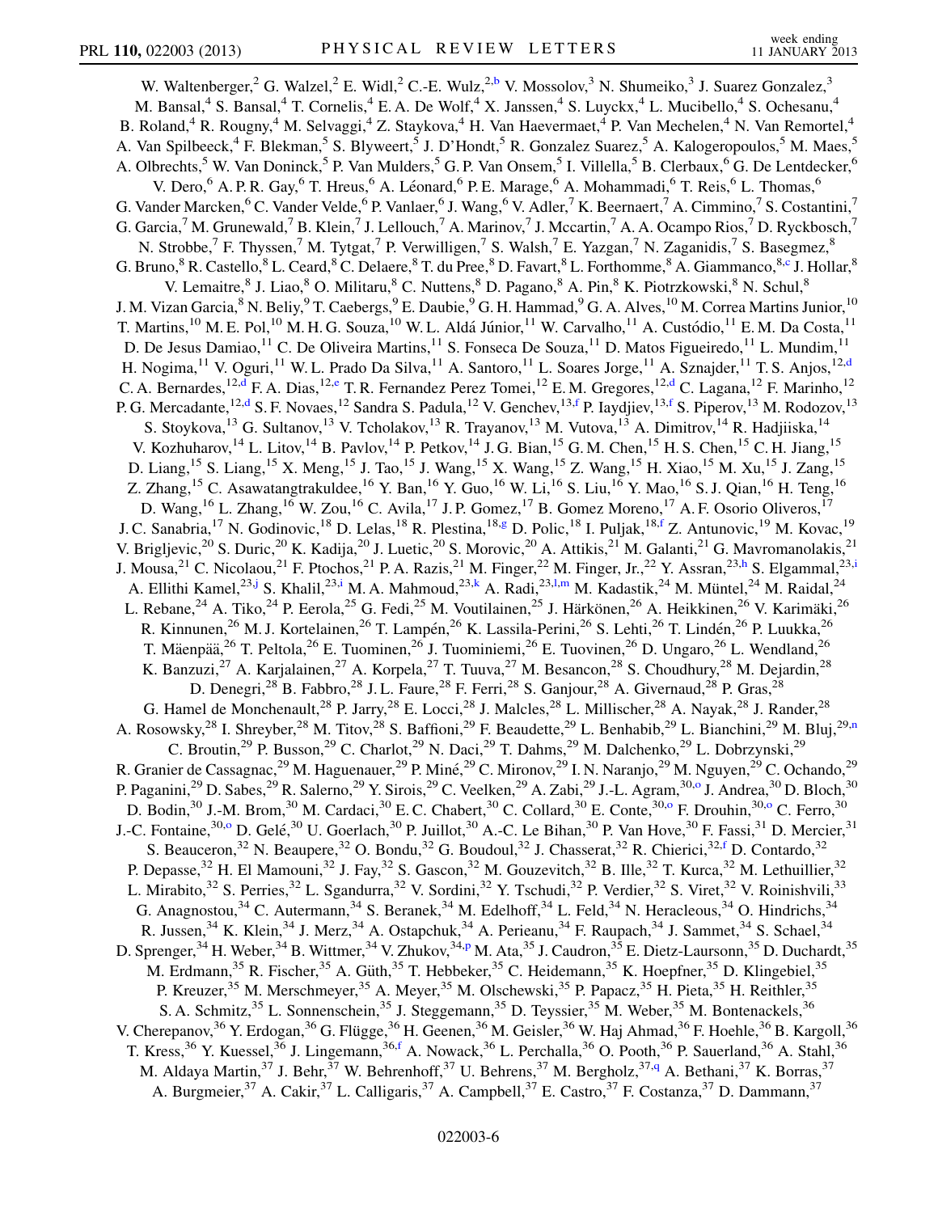W. Waltenberger,[2] G. Walzel,[2] E. Widl,[2] C.-E. Wulz,[2,b] V. Mossolov,[3] N. Shumeiko,[3] J. Suarez Gonzalez,[3] M. Bansal,[4] S. Bansal,[4] T. Cornelis,[4] E. A. De Wolf,[4] X. Janssen,[4] S. Luyckx,[4] L. Mucibello,[4] S. Ochesanu,[4] B. Roland,[4] R. Rougny,[4] M. Selvaggi,[4] Z. Staykova,[4] H. Van Haevermaet,[4] P. Van Mechelen,[4] N. Van Remortel,[4] A. Van Spilbeeck,[4] F. Blekman,[5] S. Blyweert,[5] J. D'Hondt,[5] R. Gonzalez Suarez,[5] A. Kalogeropoulos,[5] M. Maes,[5] A. Olbrechts,[5] W. Van Doninck,[5] P. Van Mulders,[5] G. P. Van Onsem,[5] I. Villella,[5] B. Clerbaux,[6] G. De Lentdecker,[6] V. Dero,[6] A. P. R. Gay,[6] T. Hreus,[6] A. Léonard,[6] P. E. Marage,[6] A. Mohammadi,[6] T. Reis,[6] L. Thomas,[6] G. Vander Marcken,[6] C. Vander Velde,[6] P. Vanlaer,[6] J. Wang,[6] V. Adler,[7] K. Beernaert,[7] A. Cimmino,[7] S. Costantini,[7] G. Garcia,[7] M. Grunewald,[7] B. Klein,[7] J. Lellouch,[7] A. Marinov,[7] J. Mccartin,[7] A. A. Ocampo Rios,[7] D. Ryckbosch,[7] N. Strobbe,[7] F. Thyssen,[7] M. Tytgat,[7] P. Verwilligen,[7] S. Walsh,[7] E. Yazgan,[7] N. Zaganidis,[7] S. Basegmez,[8] G. Bruno,[8] R. Castello,[8] L. Ceard,[8] C. Delaere,[8] T. du Pree,[8] D. Favart,[8] L. Forthomme,[8] A. Giammanco,[8,c] J. Hollar,[8] V. Lemaitre,[8] J. Liao,[8] O. Militaru,[8] C. Nuttens,[8] D. Pagano,[8] A. Pin,[8] K. Piotrzkowski,[8] N. Schul,[8] J. M. Vizan Garcia,[8] N. Beliy,[9] T. Caebergs,[9] E. Daubie,[9] G. H. Hammad,[9] G. A. Alves,[10] M. Correa Martins Junior,[10] T. Martins,[10] M. E. Pol,[10] M. H. G. Souza,[10] W. L. Aldá Júnior,[11] W. Carvalho,[11] A. Custódio,[11] E. M. Da Costa,[11] D. De Jesus Damiao,[11] C. De Oliveira Martins,[11] S. Fonseca De Souza,[11] D. Matos Figueiredo,[11] L. Mundim,[11] H. Nogima,[11] V. Oguri,[11] W. L. Prado Da Silva,[11] A. Santoro,[11] L. Soares Jorge,[11] A. Sznajder,[11] T. S. Anjos,[12,d] C. A. Bernardes,[12,d] F. A. Dias,[12,e] T. R. Fernandez Perez Tomei,[12] E. M. Gregores,[12,d] C. Lagana,[12] F. Marinho,[12] P. G. Mercadante,[12,d] S. F. Novaes,[12] Sandra S. Padula,[12] V. Genchev,[13,f] P. Iaydjiev,[13,f] S. Piperov,[13] M. Rodozov,[13] S. Stoykova,[13] G. Sultanov,[13] V. Tcholakov,[13] R. Trayanov,[13] M. Vutova,[13] A. Dimitrov,[14] R. Hadjiiska,[14] V. Kozhuharov,[14] L. Litov,[14] B. Pavlov,[14] P. Petkov,[14] J. G. Bian,[15] G. M. Chen,[15] H. S. Chen,[15] C. H. Jiang,[15] D. Liang,[15] S. Liang,[15] X. Meng,[15] J. Tao,[15] J. Wang,[15] X. Wang,[15] Z. Wang,[15] H. Xiao,[15] M. Xu,[15] J. Zang,[15] Z. Zhang,[15] C. Asawatangtrakuldee,[16] Y. Ban,[16] Y. Guo,[16] W. Li,[16] S. Liu,[16] Y. Mao,[16] S. J. Qian,[16] H. Teng,[16] D. Wang,[16] L. Zhang,[16] W. Zou,[16] C. Avila,[17] J. P. Gomez,[17] B. Gomez Moreno,[17] A. F. Osorio Oliveros,[17] J. C. Sanabria,[17] N. Godinovic,[18] D. Lelas,[18] R. Plestina,[18,g] D. Polic,[18] I. Puljak,[18,f] Z. Antunovic,[19] M. Kovac,[19] V. Brigljevic,[20] S. Duric,[20] K. Kadija,[20] J. Luetic,[20] S. Morovic,[20] A. Attikis,[21] M. Galanti,[21] G. Mavromanolakis,[21] J. Mousa,[21] C. Nicolaou,[21] F. Ptochos,[21] P. A. Razis,[21] M. Finger,[22] M. Finger, Jr.,[22] Y. Assran,[23,h] S. Elgammal,[23,i] A. Ellithi Kamel,[23,j] S. Khalil,[23,i] M. A. Mahmoud,[23,k] A. Radi,[23,l,m] M. Kadastik,[24] M. Müntel,[24] M. Raidal,[24] L. Rebane,[24] A. Tiko,[24] P. Eerola,[25] G. Fedi,[25] M. Voutilainen,[25] J. Härkönen,[26] A. Heikkinen,[26] V. Karimäki,[26] R. Kinnunen,[26] M. J. Kortelainen,[26] T. Lampén,[26] K. Lassila-Perini,[26] S. Lehti,[26] T. Lindén,[26] P. Luukka,[26] T. Mäenpää,[26] T. Peltola,[26] E. Tuominen,[26] J. Tuominiemi,[26] E. Tuovinen,[26] D. Ungaro,[26] L. Wendland,[26] K. Banzuzi,[27] A. Karjalainen,[27] A. Korpela,[27] T. Tuuva,[27] M. Besancon,[28] S. Choudhury,[28] M. Dejardin,[28] D. Denegri,[28] B. Fabbro,[28] J. L. Faure,[28] F. Ferri,[28] S. Ganjour,[28] A. Givernaud,[28] P. Gras,[28] G. Hamel de Monchenault,[28] P. Jarry,[28] E. Locci,[28] J. Malcles,[28] L. Millischer,[28] A. Nayak,[28] J. Rander,[28] A. Rosowsky,[28] I. Shreyber,[28] M. Titov,[28] S. Baffioni,[29] F. Beaudette,[29] L. Benhabib,[29] L. Bianchini,[29] M. Bluj,[29,n] C. Broutin,[29] P. Busson,[29] C. Charlot,[29] N. Daci,[29] T. Dahms,[29] M. Dalchenko,[29] L. Dobrzynski,[29] R. Granier de Cassagnac,[29] M. Haguenauer,[29] P. Miné,[29] C. Mironov,[29] I. N. Naranjo,[29] M. Nguyen,[29] C. Ochando,[29] P. Paganini,[29] D. Sabes,[29] R. Salerno,[29] Y. Sirois,[29] C. Veelken,[29] A. Zabi,[29] J.-L. Agram,[30,o] J. Andrea,[30] D. Bloch,[30] D. Bodin,[30] J.-M. Brom,[30] M. Cardaci,[30] E. C. Chabert,[30] C. Collard,[30] E. Conte,[30,o] F. Drouhin,[30,o] C. Ferro,[30] J.-C. Fontaine,[30,o] D. Gelé,[30] U. Goerlach,[30] P. Juillot,[30] A.-C. Le Bihan,[30] P. Van Hove,[30] F. Fassi,[31] D. Mercier,[31] S. Beauceron,[32] N. Beaupere,[32] O. Bondu,[32] G. Boudoul,[32] J. Chasserat,[32] R. Chierici,[32,f] D. Contardo,[32] P. Depasse,[32] H. El Mamouni,[32] J. Fay,[32] S. Gascon,[32] M. Gouzevitch,[32] B. Ille,[32] T. Kurca,[32] M. Lethuillier,[32] L. Mirabito,[32] S. Perries,[32] L. Sgandurra,[32] V. Sordini,[32] Y. Tschudi,[32] P. Verdier,[32] S. Viret,[32] V. Roinishvili,[33] G. Anagnostou,[34] C. Autermann,[34] S. Beranek,[34] M. Edelhoff,[34] L. Feld,[34] N. Heracleous,[34] O. Hindrichs,[34] R. Jussen,[34] K. Klein,[34] J. Merz,[34] A. Ostapchuk,[34] A. Perieanu,[34] F. Raupach,[34] J. Sammet,[34] S. Schael,[34] D. Sprenger,[34] H. Weber,[34] B. Wittmer,[34] V. Zhukov,[34,p] M. Ata,[35] J. Caudron,[35] E. Dietz-Laursonn,[35] D. Duchardt,[35] M. Erdmann,[35] R. Fischer,[35] A. Güth,[35] T. Hebbeker,[35] C. Heidemann,[35] K. Hoepfner,[35] D. Klingebiel,[35] P. Kreuzer,[35] M. Merschmeyer,[35] A. Meyer,[35] M. Olschewski,[35] P. Papacz,[35] H. Pieta,[35] H. Reithler,[35] S. A. Schmitz,[35] L. Sonnenschein,[35] J. Steggemann,[35] D. Teyssier,[35] M. Weber,[35] M. Bontenackels,[36] V. Cherepanov,[36] Y. Erdogan,[36] G. Flügge,[36] H. Geenen,[36] M. Geisler,[36] W. Haj Ahmad,[36] F. Hoehle,[36] B. Kargoll,[36] T. Kress,[36] Y. Kuessel,[36] J. Lingemann,[36,f] A. Nowack,[36] L. Perchalla,[36] O. Pooth,[36] P. Sauerland,[36] A. Stahl,[36] M. Aldaya Martin,[37] J. Behr,[37] W. Behrenhoff,[37] U. Behrens,[37] M. Bergholz,[37,q] A. Bethani,[37] K. Borras,[37] A. Burgmeier,[37] A. Cakir,[37] L. Calligaris,[37] A. Campbell,[37] E. Castro,[37] F. Costanza,[37] D. Dammann,[37]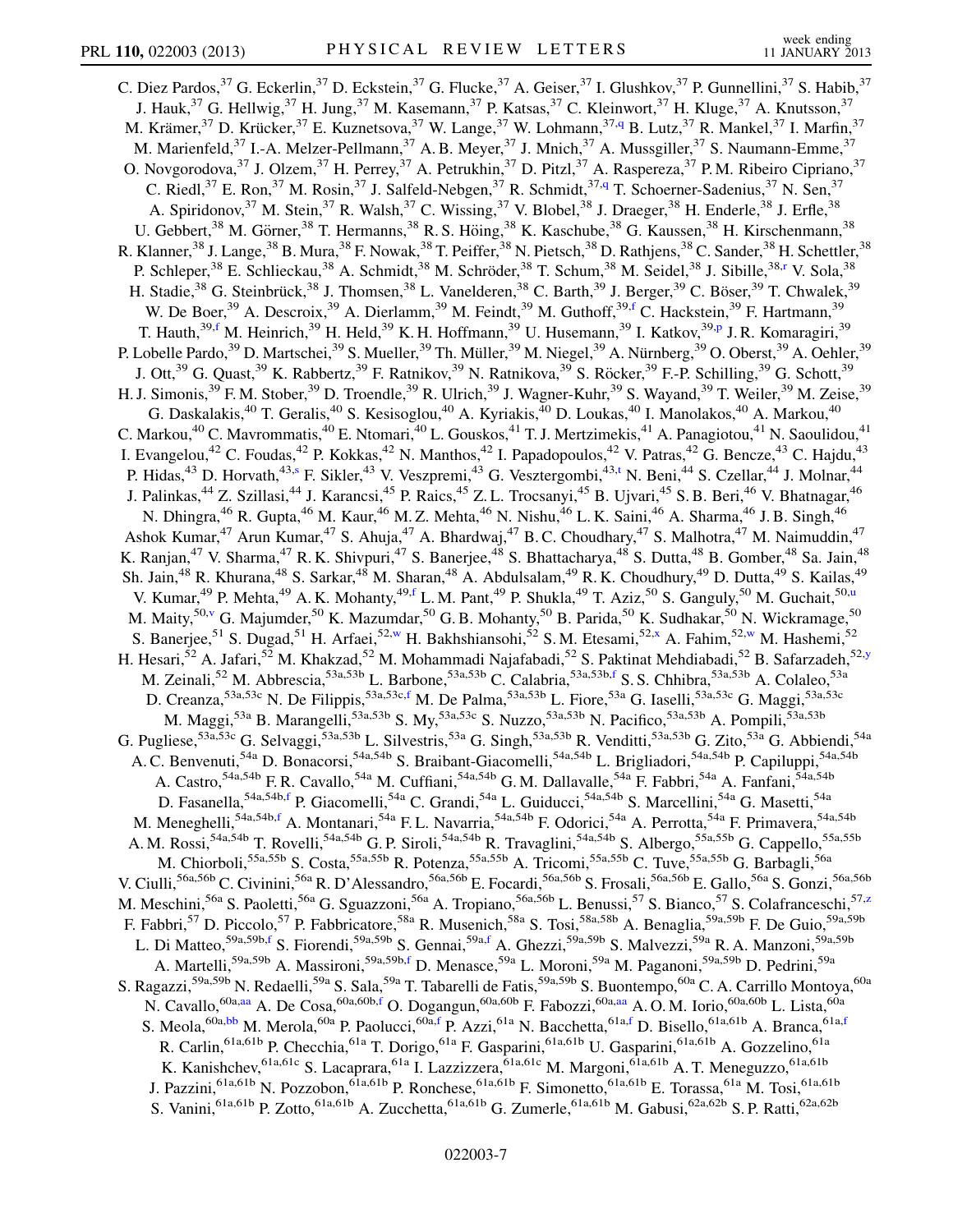C. Diez Pardos,[37] G. Eckerlin,[37] D. Eckstein,[37] G. Flucke,[37] A. Geiser,[37] I. Glushkov,[37] P. Gunnellini,[37] S. Habib,[37] J. Hauk,[37] G. Hellwig,[37] H. Jung,[37] M. Kasemann,[37] P. Katsas,[37] C. Kleinwort,[37] H. Kluge,[37] A. Knutsson,[37] M. Krämer,[37] D. Krücker,[37] E. Kuznetsova,[37] W. Lange,[37] W. Lohmann,[37,q] B. Lutz,[37] R. Mankel,[37] I. Marfin,[37] M. Marienfeld,[37] I.-A. Melzer-Pellmann,[37] A. B. Meyer,[37] J. Mnich,[37] A. Mussgiller,[37] S. Naumann-Emme,[37] O. Novgorodova,[37] J. Olzem,[37] H. Perrey,[37] A. Petrukhin,[37] D. Pitzl,[37] A. Raspereza,[37] P. M. Ribeiro Cipriano,[37] C. Riedl,[37] E. Ron,[37] M. Rosin,[37] J. Salfeld-Nebgen,[37] R. Schmidt,[37,q] T. Schoerner-Sadenius,[37] N. Sen,[37] A. Spiridonov,[37] M. Stein,[37] R. Walsh,[37] C. Wissing,[37] V. Blobel,[38] J. Draeger,[38] H. Enderle,[38] J. Erfle,[38] U. Gebbert,[38] M. Görner,[38] T. Hermanns,[38] R. S. Höing,[38] K. Kaschube,[38] G. Kaussen,[38] H. Kirschenmann,[38] R. Klanner,[38] J. Lange,[38] B. Mura,[38] F. Nowak,[38] T. Peiffer,[38] N. Pietsch,[38] D. Rathjens,[38] C. Sander,[38] H. Schettler,[38] P. Schleper,[38] E. Schlieckau,[38] A. Schmidt,[38] M. Schröder,[38] T. Schum,[38] M. Seidel,[38] J. Sibille,[38,r] V. Sola,[38] H. Stadie,[38] G. Steinbrück,[38] J. Thomsen,[38] L. Vanelderen,[38] C. Barth,[39] J. Berger,[39] C. Böser,[39] T. Chwalek,[39] W. De Boer,[39] A. Descroix,[39] A. Dierlamm,[39] M. Feindt,[39] M. Guthoff,[39,f] C. Hackstein,[39] F. Hartmann,[39] T. Hauth,[39,f] M. Heinrich,[39] H. Held,[39] K. H. Hoffmann,[39] U. Husemann,[39] I. Katkov,[39,p] J. R. Komaragiri,[39] P. Lobelle Pardo,[39] D. Martschei,[39] S. Mueller,[39] Th. Müller,[39] M. Niegel,[39] A. Nürnberg,[39] O. Oberst,[39] A. Oehler,[39] J. Ott,[39] G. Quast,[39] K. Rabbertz,[39] F. Ratnikov,[39] N. Ratnikova,[39] S. Röcker,[39] F.-P. Schilling,[39] G. Schott,[39] H. J. Simonis,[39] F. M. Stober,[39] D. Troendle,[39] R. Ulrich,[39] J. Wagner-Kuhr,[39] S. Wayand,[39] T. Weiler,[39] M. Zeise,[39] G. Daskalakis,[40] T. Geralis,[40] S. Kesisoglou,[40] A. Kyriakis,[40] D. Loukas,[40] I. Manolakos,[40] A. Markou,[40] C. Markou,[40] C. Mavrommatis,[40] E. Ntomari,[40] L. Gouskos,[41] T. J. Mertzimekis,[41] A. Panagiotou,[41] N. Saoulidou,[41] I. Evangelou,[42] C. Foudas,[42] P. Kokkas,[42] N. Manthos,[42] I. Papadopoulos,[42] V. Patras,[42] G. Bencze,[43] C. Hajdu,[43] P. Hidas,[43] D. Horvath,[43,s] F. Sikler,[43] V. Veszpremi,[43] G. Vesztergombi,[43,t] N. Beni,[44] S. Czellar,[44] J. Molnar,[44] J. Palinkas,[44] Z. Szillasi,[44] J. Karancsi,[45] P. Raics,[45] Z. L. Trocsanyi,[45] B. Ujvari,[45] S. B. Beri,[46] V. Bhatnagar,[46] N. Dhingra,[46] R. Gupta,[46] M. Kaur,[46] M. Z. Mehta,[46] N. Nishu,[46] L. K. Saini,[46] A. Sharma,[46] J. B. Singh,[46] Ashok Kumar,[47] Arun Kumar,[47] S. Ahuja,[47] A. Bhardwaj,[47] B. C. Choudhary,[47] S. Malhotra,[47] M. Naimuddin,[47] K. Ranjan,[47] V. Sharma,[47] R. K. Shivpuri,[47] S. Banerjee,[48] S. Bhattacharya,[48] S. Dutta,[48] B. Gomber,[48] Sa. Jain,[48] Sh. Jain,[48] R. Khurana,[48] S. Sarkar,[48] M. Sharan,[48] A. Abdulsalam,[49] R. K. Choudhury,[49] D. Dutta,[49] S. Kailas,[49] V. Kumar,[49] P. Mehta,[49] A. K. Mohanty,[49,f] L. M. Pant,[49] P. Shukla,[49] T. Aziz,[50] S. Ganguly,[50] M. Guchait,[50,u] M. Maity,[50,v] G. Majumder,[50] K. Mazumdar,[50] G. B. Mohanty,[50] B. Parida,[50] K. Sudhakar,[50] N. Wickramage,[50] S. Banerjee,[51] S. Dugad,[51] H. Arfaei,[52,w] H. Bakhshiansohi,[52] S. M. Etesami,[52,x] A. Fahim,[52,w] M. Hashemi,[52] H. Hesari,[52] A. Jafari,[52] M. Khakzad,[52] M. Mohammadi Najafabadi,[52] S. Paktinat Mehdiabadi,[52] B. Safarzadeh,[52,y] M. Zeinali,[52] M. Abbrescia,[53a,53b] L. Barbone,[53a,53b] C. Calabria,[53a,53b,f] S. S. Chhibra,[53a,53b] A. Colaleo,[53a] D. Creanza,[53a,53c] N. De Filippis,[53a,53c,f] M. De Palma,[53a,53b] L. Fiore,[53a] G. Iaselli,[53a,53c] G. Maggi,[53a,53c] M. Maggi,[53a] B. Marangelli,[53a,53b] S. My,[53a,53c] S. Nuzzo,[53a,53b] N. Pacifico,[53a,53b] A. Pompili,[53a,53b] G. Pugliese,[53a,53c] G. Selvaggi,[53a,53b] L. Silvestris,[53a] G. Singh,[53a,53b] R. Venditti,[53a,53b] G. Zito,[53a] G. Abbiendi,[54a] A. C. Benvenuti,[54a] D. Bonacorsi,[54a,54b] S. Braibant-Giacomelli,[54a,54b] L. Brigliadori,[54a,54b] P. Capiluppi,[54a,54b] A. Castro,[54a,54b] F. R. Cavallo,[54a] M. Cuffiani,[54a,54b] G. M. Dallavalle,[54a] F. Fabbri,[54a] A. Fanfani,[54a,54b] D. Fasanella,[54a,54b,f] P. Giacomelli,[54a] C. Grandi,[54a] L. Guiducci,[54a,54b] S. Marcellini,[54a] G. Masetti,[54a] M. Meneghelli,[54a,54b,f] A. Montanari,[54a] F. L. Navarria,[54a,54b] F. Odorici,[54a] A. Perrotta,[54a] F. Primavera,[54a,54b] A. M. Rossi,[54a,54b] T. Rovelli,[54a,54b] G. P. Siroli,[54a,54b] R. Travaglini,[54a,54b] S. Albergo,[55a,55b] G. Cappello,[55a,55b] M. Chiorboli,[55a,55b] S. Costa,[55a,55b] R. Potenza,[55a,55b] A. Tricomi,[55a,55b] C. Tuve,[55a,55b] G. Barbagli,[56a] V. Ciulli,[56a,56b] C. Civinini,[56a] R. D'Alessandro,[56a,56b] E. Focardi,[56a,56b] S. Frosali,[56a,56b] E. Gallo,[56a] S. Gonzi,[56a,56b] M. Meschini,[56a] S. Paoletti,[56a] G. Sguazzoni,[56a] A. Tropiano,[56a,56b] L. Benussi,[57] S. Bianco,[57] S. Colafranceschi,[57,z] F. Fabbri,[57] D. Piccolo,[57] P. Fabbricatore,[58a] R. Musenich,[58a] S. Tosi,[58a,58b] A. Benaglia,[59a,59b] F. De Guio,[59a,59b] L. Di Matteo,[59a,59b,f] S. Fiorendi,[59a,59b] S. Gennai,[59a,f] A. Ghezzi,[59a,59b] S. Malvezzi,[59a] R. A. Manzoni,[59a,59b] A. Martelli,[59a,59b] A. Massironi,[59a,59b,f] D. Menasce,[59a] L. Moroni,[59a] M. Paganoni,[59a,59b] D. Pedrini,[59a] S. Ragazzi,[59a,59b] N. Redaelli,[59a] S. Sala,[59a] T. Tabarelli de Fatis,[59a,59b] S. Buontempo,[60a] C. A. Carrillo Montoya,[60a] N. Cavallo,[60a,aa] A. De Cosa,[60a,60b,f] O. Dogangun,[60a,60b] F. Fabozzi,[60a,aa] A. O. M. Iorio,[60a,60b] L. Lista,[60a] S. Meola,[60a,bb] M. Merola,[60a] P. Paolucci,[60a,f] P. Azzi,[61a] N. Bacchetta,[61a,f] D. Bisello,[61a,61b] A. Branca,[61a,f] R. Carlin,[61a,61b] P. Checchia,[61a] T. Dorigo,[61a] F. Gasparini,[61a,61b] U. Gasparini,[61a,61b] A. Gozzelino,[61a] K. Kanishchev,[61a,61c] S. Lacaprara,[61a] I. Lazzizzera,[61a,61c] M. Margoni,[61a,61b] A. T. Meneguzzo,[61a,61b] J. Pazzini,[61a,61b] N. Pozzobon,[61a,61b] P. Ronchese,[61a,61b] F. Simonetto,[61a,61b] E. Torassa,[61a] M. Tosi,[61a,61b] S. Vanini,[61a,61b] P. Zotto,[61a,61b] A. Zucchetta,[61a,61b] G. Zumerle,[61a,61b] M. Gabusi,[62a,62b] S. P. Ratti,[62a,62b]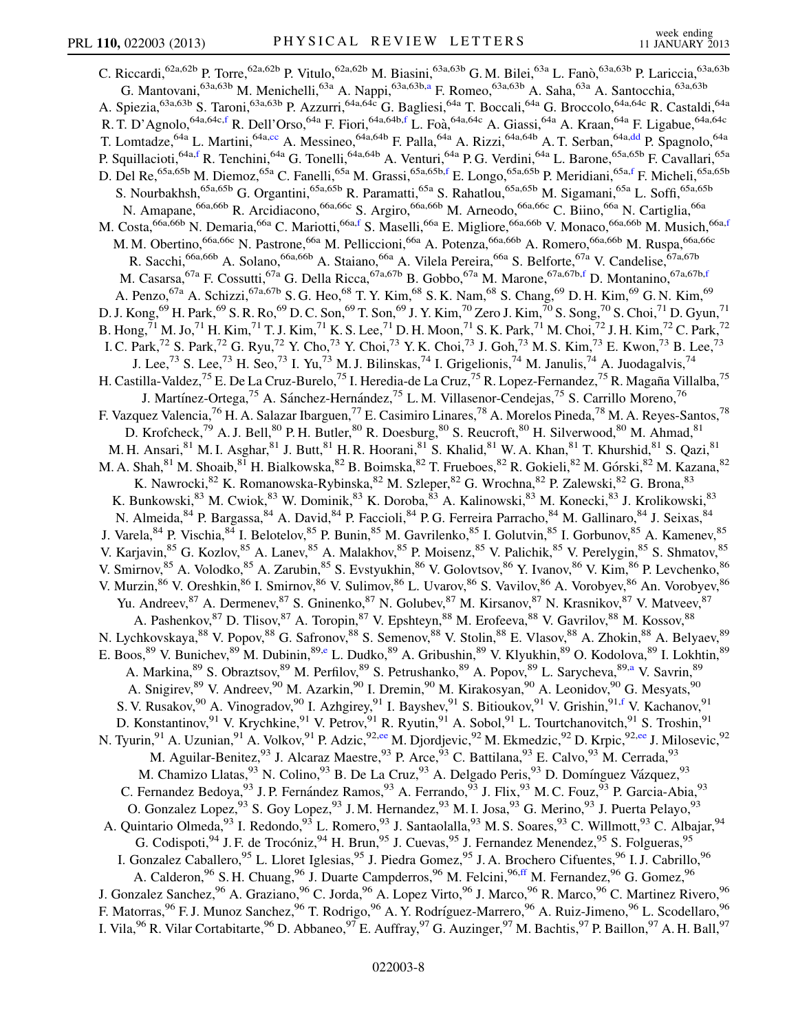C. Riccardi,[62a,62b] P. Torre,[62a,62b] P. Vitulo,[62a,62b] M. Biasini,[63a,63b] G. M. Bilei,[63a] L. Fanò,[63a,63b] P. Lariccia,[63a,63b] G. Mantovani,[63a,63b] M. Menichelli,[63a] A. Nappi,[63a,63b,a] F. Romeo,[63a,63b] A. Saha,[63a] A. Santocchia,[63a,63b] A. Spiezia,[63a,63b] S. Taroni,[63a,63b] P. Azzurri,[64a,64c] G. Bagliesi,[64a] T. Boccali,[64a] G. Broccolo,[64a,64c] R. Castaldi,[64a] R. T. D'Agnolo,[64a,64c,f] R. Dell'Orso,[64a] F. Fiori,[64a,64b,f] L. Foà,[64a,64c] A. Giassi,[64a] A. Kraan,[64a] F. Ligabue,[64a,64c] T. Lomtadze,[64a] L. Martini,[64a,cc] A. Messineo,[64a,64b] F. Palla,[64a] A. Rizzi,[64a,64b] A. T. Serban,[64a,dd] P. Spagnolo,[64a] P. Squillacioti,[64a,f] R. Tenchini,[64a] G. Tonelli,[64a,64b] A. Venturi,[64a] P. G. Verdini,[64a] L. Barone,[65a,65b] F. Cavallari,[65a] D. Del Re,[65a,65b] M. Diemoz,[65a] C. Fanelli,[65a] M. Grassi,[65a,65b,f] E. Longo,[65a,65b] P. Meridiani,[65a,f] F. Micheli,[65a,65b] S. Nourbakhsh,[65a,65b] G. Organtini,[65a,65b] R. Paramatti,[65a] S. Rahatlou,[65a,65b] M. Sigamani,[65a] L. Soffi,[65a,65b] N. Amapane,[66a,66b] R. Arcidiacono,[66a,66c] S. Argiro,[66a,66b] M. Arneodo,[66a,66c] C. Biino,[66a] N. Cartiglia,[66a] M. Costa,[66a,66b] N. Demaria,[66a] C. Mariotti,[66a,f] S. Maselli,[66a] E. Migliore,[66a,66b] V. Monaco,[66a,66b] M. Musich,[66a,f] M. M. Obertino,[66a,66c] N. Pastrone,[66a] M. Pelliccioni,[66a] A. Potenza,[66a,66b] A. Romero,[66a,66b] M. Ruspa,[66a,66c] R. Sacchi,[66a,66b] A. Solano,[66a,66b] A. Staiano,[66a] A. Vilela Pereira,[66a] S. Belforte,[67a] V. Candelise,[67a,67b] M. Casarsa,[67a] F. Cossutti,[67a] G. Della Ricca,[67a,67b] B. Gobbo,[67a] M. Marone,[67a,67b,f] D. Montanino,[67a,67b,f] A. Penzo,[67a] A. Schizzi,[67a,67b] S. G. Heo,[68] T. Y. Kim,[68] S. K. Nam,[68] S. Chang,[69] D. H. Kim,[69] G. N. Kim,[69] D. J. Kong,[69] H. Park,[69] S. R. Ro,[69] D. C. Son,[69] T. Son,[69] J. Y. Kim,[70] Zero J. Kim,[70] S. Song,[70] S. Choi,[71] D. Gyun,[71] B. Hong,[71] M. Jo,[71] H. Kim,[71] T. J. Kim,[71] K. S. Lee,[71] D. H. Moon,[71] S. K. Park,[71] M. Choi,[72] J. H. Kim,[72] C. Park,[72] I. C. Park,[72] S. Park,[72] G. Ryu,[72] Y. Cho,[73] Y. Choi,[73] Y. K. Choi,[73] J. Goh,[73] M. S. Kim,[73] E. Kwon,[73] B. Lee,[73] J. Lee,[73] S. Lee,[73] H. Seo,[73] I. Yu,[73] M. J. Bilinskas,[74] I. Grigelionis,[74] M. Janulis,[74] A. Juodagalvis,[74] H. Castilla-Valdez,[75] E. De La Cruz-Burelo,[75] I. Heredia-de La Cruz,[75] R. Lopez-Fernandez,[75] R. Magaña Villalba,[75] J. Martínez-Ortega,[75] A. Sánchez-Hernández,[75] L. M. Villasenor-Cendejas,[75] S. Carrillo Moreno,[76] F. Vazquez Valencia,[76] H. A. Salazar Ibarguen,[77] E. Casimiro Linares,[78] A. Morelos Pineda,[78] M. A. Reyes-Santos,[78] D. Krofcheck,[79] A. J. Bell,[80] P. H. Butler,[80] R. Doesburg,[80] S. Reucroft,[80] H. Silverwood,[80] M. Ahmad,[81] M. H. Ansari,[81] M. I. Asghar,[81] J. Butt,[81] H. R. Hoorani,[81] S. Khalid,[81] W. A. Khan,[81] T. Khurshid,[81] S. Qazi,[81] M. A. Shah,[81] M. Shoaib,[81] H. Bialkowska,[82] B. Boimska,[82] T. Frueboes,[82] R. Gokieli,[82] M. Górski,[82] M. Kazana,[82] K. Nawrocki,[82] K. Romanowska-Rybinska,[82] M. Szleper,[82] G. Wrochna,[82] P. Zalewski,[82] G. Brona,[83] K. Bunkowski,[83] M. Cwiok,[83] W. Dominik,[83] K. Doroba,[83] A. Kalinowski,[83] M. Konecki,[83] J. Krolikowski,[83] N. Almeida,[84] P. Bargassa,[84] A. David,[84] P. Faccioli,[84] P. G. Ferreira Parracho,[84] M. Gallinaro,[84] J. Seixas,[84] J. Varela,[84] P. Vischia,[84] I. Belotelov,[85] P. Bunin,[85] M. Gavrilenko,[85] I. Golutvin,[85] I. Gorbunov,[85] A. Kamenev,[85] V. Karjavin,[85] G. Kozlov,[85] A. Lanev,[85] A. Malakhov,[85] P. Moisenz,[85] V. Palichik,[85] V. Perelygin,[85] S. Shmatov,[85] V. Smirnov,[85] A. Volodko,[85] A. Zarubin,[85] S. Evstyukhin,[86] V. Golovtsov,[86] Y. Ivanov,[86] V. Kim,[86] P. Levchenko,[86] V. Murzin,[86] V. Oreshkin,[86] I. Smirnov,[86] V. Sulimov,[86] L. Uvarov,[86] S. Vavilov,[86] A. Vorobyev,[86] An. Vorobyev,[86] Yu. Andreev,[87] A. Dermenev,[87] S. Gninenko,[87] N. Golubev,[87] M. Kirsanov,[87] N. Krasnikov,[87] V. Matveev,[87] A. Pashenkov,[87] D. Tlisov,[87] A. Toropin,[87] V. Epshteyn,[88] M. Erofeeva,[88] V. Gavrilov,[88] M. Kossov,[88] N. Lychkovskaya,[88] V. Popov,[88] G. Safronov,[88] S. Semenov,[88] V. Stolin,[88] E. Vlasov,[88] A. Zhokin,[88] A. Belyaev,[89] E. Boos,[89] V. Bunichev,[89] M. Dubinin,[89,e] L. Dudko,[89] A. Gribushin,[89] V. Klyukhin,[89] O. Kodolova,[89] I. Lokhtin,[89] A. Markina,[89] S. Obraztsov,[89] M. Perfilov,[89] S. Petrushanko,[89] A. Popov,[89] L. Sarycheva,[89,a] V. Savrin,[89] A. Snigirev,[89] V. Andreev,[90] M. Azarkin,[90] I. Dremin,[90] M. Kirakosyan,[90] A. Leonidov,[90] G. Mesyats,[90] S. V. Rusakov,[90] A. Vinogradov,[90] I. Azhgirey,[91] I. Bayshev,[91] S. Bitioukov,[91] V. Grishin,[91,f] V. Kachanov,[91] D. Konstantinov,[91] V. Krychkine,[91] V. Petrov,[91] R. Ryutin,[91] A. Sobol,[91] L. Tourtchanovitch,[91] S. Troshin,[91] N. Tyurin,[91] A. Uzunian,[91] A. Volkov,[91] P. Adzic,[92,ee] M. Djordjevic,[92] M. Ekmedzic,[92] D. Krpic,[92,ee] J. Milosevic,[92] M. Aguilar-Benitez,[93] J. Alcaraz Maestre,[93] P. Arce,[93] C. Battilana,[93] E. Calvo,[93] M. Cerrada,[93] M. Chamizo Llatas,[93] N. Colino,[93] B. De La Cruz,[93] A. Delgado Peris,[93] D. Domínguez Vázquez,[93] C. Fernandez Bedoya,[93] J. P. Fernández Ramos,[93] A. Ferrando,[93] J. Flix,[93] M. C. Fouz,[93] P. Garcia-Abia,[93] O. Gonzalez Lopez,[93] S. Goy Lopez,[93] J. M. Hernandez,[93] M. I. Josa,[93] G. Merino,[93] J. Puerta Pelayo,[93] A. Quintario Olmeda,[93] I. Redondo,[93] L. Romero,[93] J. Santaolalla,[93] M. S. Soares,[93] C. Willmott,[93] C. Albajar,[94] G. Codispoti,[94] J. F. de Trocóniz,[94] H. Brun,[95] J. Cuevas,[95] J. Fernandez Menendez,[95] S. Folgueras,[95] I. Gonzalez Caballero,[95] L. Lloret Iglesias,[95] J. Piedra Gomez,[95] J. A. Brochero Cifuentes,[96] I. J. Cabrillo,[96] A. Calderon,[96] S. H. Chuang,[96] J. Duarte Campderros,[96] M. Felcini,[96,ff] M. Fernandez,[96] G. Gomez,[96] J. Gonzalez Sanchez,[96] A. Graziano,[96] C. Jorda,[96] A. Lopez Virto,[96] J. Marco,[96] R. Marco,[96] C. Martinez Rivero,[96] F. Matorras,[96] F. J. Munoz Sanchez,[96] T. Rodrigo,[96] A. Y. Rodríguez-Marrero,[96] A. Ruiz-Jimeno,[96] L. Scodellaro,[96] I. Vila,[96] R. Vilar Cortabitarte,[96] D. Abbaneo,[97] E. Auffray,[97] G. Auzinger,[97] M. Bachtis,[97] P. Baillon,[97] A. H. Ball,[97]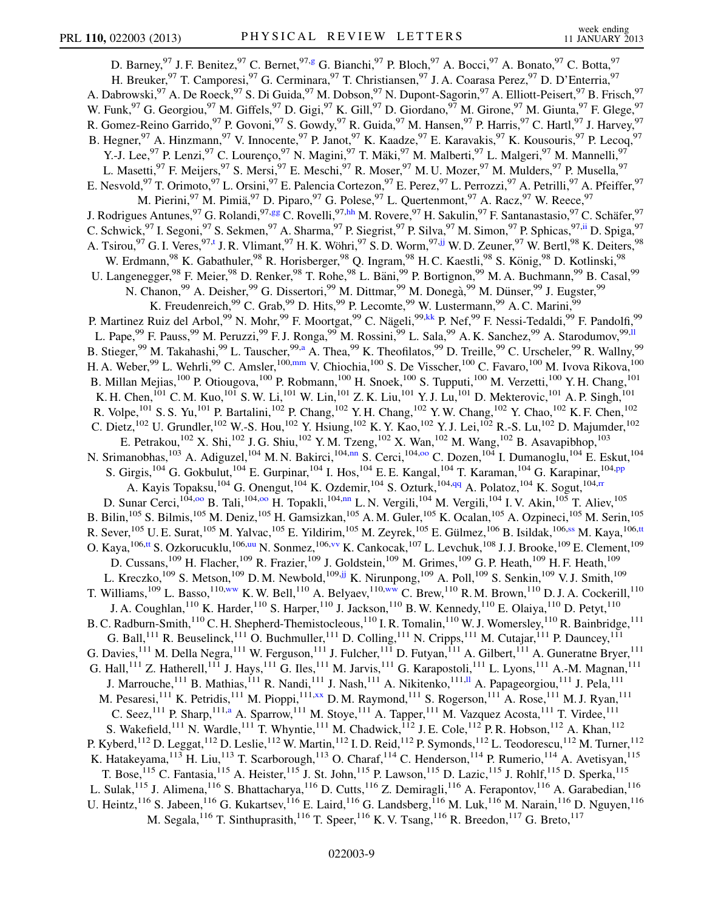D. Barney,[97] J. F. Benitez,[97] C. Bernet,[97,g] G. Bianchi,[97] P. Bloch,[97] A. Bocci,[97] A. Bonato,[97] C. Botta,[97] H. Breuker,[97] T. Camporesi,[97] G. Cerminara,[97] T. Christiansen,[97] J. A. Coarasa Perez,[97] D. D'Enterria,[97] A. Dabrowski,[97] A. De Roeck,[97] S. Di Guida,[97] M. Dobson,[97] N. Dupont-Sagorin,[97] A. Elliott-Peisert,[97] B. Frisch,[97] W. Funk,[97] G. Georgiou,[97] M. Giffels,[97] D. Gigi,[97] K. Gill,[97] D. Giordano,[97] M. Girone,[97] M. Giunta,[97] F. Glege,[97] R. Gomez-Reino Garrido,[97] P. Govoni,[97] S. Gowdy,[97] R. Guida,[97] M. Hansen,[97] P. Harris,[97] C. Hartl,[97] J. Harvey,[97] B. Hegner,[97] A. Hinzmann,[97] V. Innocente,[97] P. Janot,[97] K. Kaadze,[97] E. Karavakis,[97] K. Kousouris,[97] P. Lecoq,[97] Y.-J. Lee,[97] P. Lenzi,[97] C. Lourenço,[97] N. Magini,[97] T. Mäki,[97] M. Malberti,[97] L. Malgeri,[97] M. Mannelli,[97] L. Masetti,[97] F. Meijers,[97] S. Mersi,[97] E. Meschi,[97] R. Moser,[97] M. U. Mozer,[97] M. Mulders,[97] P. Musella,[97] E. Nesvold,[97] T. Orimoto,[97] L. Orsini,[97] E. Palencia Cortezon,[97] E. Perez,[97] L. Perrozzi,[97] A. Petrilli,[97] A. Pfeiffer,[97] M. Pierini,[97] M. Pimiä,[97] D. Piparo,[97] G. Polese,[97] L. Quertenmont,[97] A. Racz,[97] W. Reece,[97] J. Rodrigues Antunes,[97] G. Rolandi,[97,gg] C. Rovelli,[97,hh] M. Rovere,[97] H. Sakulin,[97] F. Santanastasio,[97] C. Schäfer,[97] C. Schwick,[97] I. Segoni,[97] S. Sekmen,[97] A. Sharma,[97] P. Siegrist,[97] P. Silva,[97] M. Simon,[97] P. Sphicas,[97,ii] D. Spiga,[97] A. Tsirou,[97] G. I. Veres,[97,t] J. R. Vlimant,[97] H. K. Wöhri,[97] S. D. Worm,[97,jj] W. D. Zeuner,[97] W. Bertl,[98] K. Deiters,[98] W. Erdmann,[98] K. Gabathuler,[98] R. Horisberger,[98] Q. Ingram,[98] H. C. Kaestli,[98] S. König,[98] D. Kotlinski,[98] U. Langenegger,[98] F. Meier,[98] D. Renker,[98] T. Rohe,[98] L. Bäni,[99] P. Bortignon,[99] M. A. Buchmann,[99] B. Casal,[99] N. Chanon,[99] A. Deisher,[99] G. Dissertori,[99] M. Dittmar,[99] M. Donegà,[99] M. Dünser,[99] J. Eugster,[99] K. Freudenreich,[99] C. Grab,[99] D. Hits,[99] P. Lecomte,[99] W. Lustermann,[99] A. C. Marini,[99] P. Martinez Ruiz del Arbol,[99] N. Mohr,[99] F. Moortgat,[99] C. Nägeli,[99,kk] P. Nef,[99] F. Nessi-Tedaldi,[99] F. Pandolfi,[99] L. Pape,[99] F. Pauss,[99] M. Peruzzi,[99] F. J. Ronga,[99] M. Rossini,[99] L. Sala,[99] A. K. Sanchez,[99] A. Starodumov,[99,ll] B. Stieger,[99] M. Takahashi,[99] L. Tauscher,[99,a] A. Thea,[99] K. Theofilatos,[99] D. Treille,[99] C. Urscheler,[99] R. Wallny,[99] H. A. Weber,[99] L. Wehrli,[99] C. Amsler,[100,mm] V. Chiochia,[100] S. De Visscher,[100] C. Favaro,[100] M. Ivova Rikova,[100] B. Millan Mejias,[100] P. Otiougova,[100] P. Robmann,[100] H. Snoek,[100] S. Tupputi,[100] M. Verzetti,[100] Y. H. Chang,[101] K. H. Chen,[101] C. M. Kuo,[101] S. W. Li,[101] W. Lin,[101] Z. K. Liu,[101] Y. J. Lu,[101] D. Mekterovic,[101] A. P. Singh,[101] R. Volpe,[101] S. S. Yu,[101] P. Bartalini,[102] P. Chang,[102] Y. H. Chang,[102] Y. W. Chang,[102] Y. Chao,[102] K. F. Chen,[102] C. Dietz,[102] U. Grundler,[102] W.-S. Hou,[102] Y. Hsiung,[102] K. Y. Kao,[102] Y. J. Lei,[102] R.-S. Lu,[102] D. Majumder,[102] E. Petrakou,[102] X. Shi,[102] J. G. Shiu,[102] Y. M. Tzeng,[102] X. Wan,[102] M. Wang,[102] B. Asavapibhop,[103] N. Srimanobhas,[103] A. Adiguzel,[104] M. N. Bakirci,[104,nn] S. Cerci,[104,oo] C. Dozen,[104] I. Dumanoglu,[104] E. Eskut,[104] S. Girgis,[104] G. Gokbulut,[104] E. Gurpinar,[104] I. Hos,[104] E. E. Kangal,[104] T. Karaman,[104] G. Karapinar,[104,pp] A. Kayis Topaksu,[104] G. Onengut,[104] K. Ozdemir,[104] S. Ozturk,[104,qq] A. Polatoz,[104] K. Sogut,[104,rr] D. Sunar Cerci,[104,oo] B. Tali,[104,oo] H. Topakli,[104,nn] L. N. Vergili,[104] M. Vergili,[104] I. V. Akin,[105] T. Aliev,[105] B. Bilin,[105] S. Bilmis,[105] M. Deniz,[105] H. Gamsizkan,[105] A. M. Guler,[105] K. Ocalan,[105] A. Ozpineci,[105] M. Serin,[105] R. Sever,[105] U. E. Surat,[105] M. Yalvac,[105] E. Yildirim,[105] M. Zeyrek,[105] E. Gülmez,[106] B. Isildak,[106,ss] M. Kaya,[106,tt] O. Kaya,[106,tt] S. Ozkorucuklu,[106,uu] N. Sonmez,[106,vv] K. Cankocak,[107] L. Levchuk,[108] J. J. Brooke,[109] E. Clement,[109] D. Cussans,[109] H. Flacher,[109] R. Frazier,[109] J. Goldstein,[109] M. Grimes,[109] G. P. Heath,[109] H. F. Heath,[109] L. Kreczko,[109] S. Metson,[109] D. M. Newbold,[109,jj] K. Nirunpong,[109] A. Poll,[109] S. Senkin,[109] V. J. Smith,[109] T. Williams,[109] L. Basso,[110,ww] K. W. Bell,[110] A. Belyaev,[110,ww] C. Brew,[110] R. M. Brown,[110] D. J. A. Cockerill,[110] J. A. Coughlan,[110] K. Harder,[110] S. Harper,[110] J. Jackson,[110] B. W. Kennedy,[110] E. Olaiya,[110] D. Petyt,[110] B. C. Radburn-Smith,[110] C. H. Shepherd-Themistocleous,[110] I. R. Tomalin,[110] W. J. Womersley,[110] R. Bainbridge,[111] G. Ball,[111] R. Beuselinck,[111] O. Buchmuller,[111] D. Colling,[111] N. Cripps,[111] M. Cutajar,[111] P. Dauncey,[111] G. Davies,[111] M. Della Negra,[111] W. Ferguson,[111] J. Fulcher,[111] D. Futyan,[111] A. Gilbert,[111] A. Guneratne Bryer,[111] G. Hall,[111] Z. Hatherell,[111] J. Hays,[111] G. Iles,[111] M. Jarvis,[111] G. Karapostoli,[111] L. Lyons,[111] A.-M. Magnan,[111] J. Marrouche,[111] B. Mathias,[111] R. Nandi,[111] J. Nash,[111] A. Nikitenko,[111,ll] A. Papageorgiou,[111] J. Pela,[111] M. Pesaresi,[111] K. Petridis,[111] M. Pioppi,[111,xx] D. M. Raymond,[111] S. Rogerson,[111] A. Rose,[111] M. J. Ryan,[111] C. Seez,[111] P. Sharp,[111,a] A. Sparrow,[111] M. Stoye,[111] A. Tapper,[111] M. Vazquez Acosta,[111] T. Virdee,[111] S. Wakefield,[111] N. Wardle,[111] T. Whyntie,[111] M. Chadwick,[112] J. E. Cole,[112] P. R. Hobson,[112] A. Khan,[112] P. Kyberd,[112] D. Leggat,[112] D. Leslie,[112] W. Martin,[112] I. D. Reid,[112] P. Symonds,[112] L. Teodorescu,[112] M. Turner,[112] K. Hatakeyama,[113] H. Liu,[113] T. Scarborough,[113] O. Charaf,[114] C. Henderson,[114] P. Rumerio,[114] A. Avetisyan,[115] T. Bose,[115] C. Fantasia,[115] A. Heister,[115] J. St. John,[115] P. Lawson,[115] D. Lazic,[115] J. Rohlf,[115] D. Sperka,[115] L. Sulak,[115] J. Alimena,[116] S. Bhattacharya,[116] D. Cutts,[116] Z. Demiragli,[116] A. Ferapontov,[116] A. Garabedian,[116] U. Heintz,[116] S. Jabeen,[116] G. Kukartsev,[116] E. Laird,[116] G. Landsberg,[116] M. Luk,[116] M. Narain,[116] D. Nguyen,[116] M. Segala,[116] T. Sinthuprasith,[116] T. Speer,[116] K. V. Tsang,[116] R. Breedon,[117] G. Breto,[117]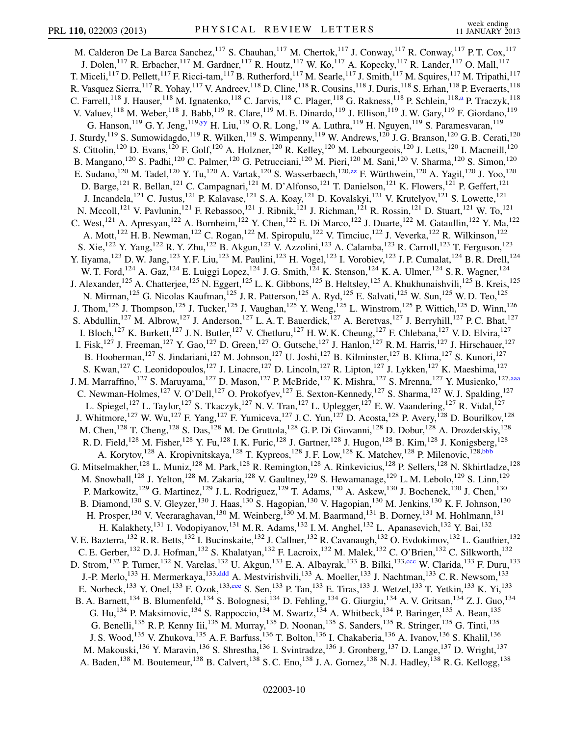M. Calderon De La Barca Sanchez,[117] S. Chauhan,[117] M. Chertok,[117] J. Conway,[117] R. Conway,[117] P. T. Cox,[117] J. Dolen,[117] R. Erbacher,[117] M. Gardner,[117] R. Houtz,[117] W. Ko,[117] A. Kopecky,[117] R. Lander,[117] O. Mall,[117] T. Miceli,[117] D. Pellett,[117] F. Ricci-tam,[117] B. Rutherford,[117] M. Searle,[117] J. Smith,[117] M. Squires,[117] M. Tripathi,[117] R. Vasquez Sierra,[117] R. Yohay,[117] V. Andreev,[118] D. Cline,[118] R. Cousins,[118] J. Duris,[118] S. Erhan,[118] P. Everaerts,[118] C. Farrell,[118] J. Hauser,[118] M. Ignatenko,[118] C. Jarvis,[118] C. Plager,[118] G. Rakness,[118] P. Schlein,[118,a] P. Traczyk,[118] V. Valuev,[118] M. Weber,[118] J. Babb,[119] R. Clare,[119] M. E. Dinardo,[119] J. Ellison,[119] J. W. Gary,[119] F. Giordano,[119] G. Hanson,[119] G. Y. Jeng,[119,yy] H. Liu,[119] O. R. Long,[119] A. Luthra,[119] H. Nguyen,[119] S. Paramesvaran,[119] J. Sturdy,[119] S. Sumowidagdo,[119] R. Wilken,[119] S. Wimpenny,[119] W. Andrews,[120] J. G. Branson,[120] G. B. Cerati,[120] S. Cittolin,[120] D. Evans,[120] F. Golf,[120] A. Holzner,[120] R. Kelley,[120] M. Lebourgeois,[120] J. Letts,[120] I. Macneill,[120] B. Mangano,[120] S. Padhi,[120] C. Palmer,[120] G. Petrucciani,[120] M. Pieri,[120] M. Sani,[120] V. Sharma,[120] S. Simon,[120] E. Sudano,[120] M. Tadel,[120] Y. Tu,[120] A. Vartak,[120] S. Wasserbaech,[120,zz] F. Würthwein,[120] A. Yagil,[120] J. Yoo,[120] D. Barge,[121] R. Bellan,[121] C. Campagnari,[121] M. D'Alfonso,[121] T. Danielson,[121] K. Flowers,[121] P. Geffert,[121] J. Incandela,[121] C. Justus,[121] P. Kalavase,[121] S. A. Koay,[121] D. Kovalskyi,[121] V. Krutelyov,[121] S. Lowette,[121] N. Mccoll,[121] V. Pavlunin,[121] F. Rebassoo,[121] J. Ribnik,[121] J. Richman,[121] R. Rossin,[121] D. Stuart,[121] W. To,[121] C. West,[121] A. Apresyan,[122] A. Bornheim,[122] Y. Chen,[122] E. Di Marco,[122] J. Duarte,[122] M. Gataullin,[122] Y. Ma,[122] A. Mott,[122] H. B. Newman,[122] C. Rogan,[122] M. Spiropulu,[122] V. Timciuc,[122] J. Veverka,[122] R. Wilkinson,[122] S. Xie,[122] Y. Yang,[122] R. Y. Zhu,[122] B. Akgun,[123] V. Azzolini,[123] A. Calamba,[123] R. Carroll,[123] T. Ferguson,[123] Y. Iiyama,[123] D. W. Jang,[123] Y. F. Liu,[123] M. Paulini,[123] H. Vogel,[123] I. Vorobiev,[123] J. P. Cumalat,[124] B. R. Drell,[124] W. T. Ford,[124] A. Gaz,[124] E. Luiggi Lopez,[124] J. G. Smith,[124] K. Stenson,[124] K. A. Ulmer,[124] S. R. Wagner,[124] J. Alexander,[125] A. Chatterjee,[125] N. Eggert,[125] L. K. Gibbons,[125] B. Heltsley,[125] A. Khukhunaishvili,[125] B. Kreis,[125] N. Mirman,[125] G. Nicolas Kaufman,[125] J. R. Patterson,[125] A. Ryd,[125] E. Salvati,[125] W. Sun,[125] W. D. Teo,[125] J. Thom,[125] J. Thompson,[125] J. Tucker,[125] J. Vaughan,[125] Y. Weng,[125] L. Winstrom,[125] P. Wittich,[125] D. Winn,[126] S. Abdullin,[127] M. Albrow,[127] J. Anderson,[127] L. A. T. Bauerdick,[127] A. Beretvas,[127] J. Berryhill,[127] P. C. Bhat,[127] I. Bloch,[127] K. Burkett,[127] J. N. Butler,[127] V. Chetluru,[127] H. W. K. Cheung,[127] F. Chlebana,[127] V. D. Elvira,[127] I. Fisk,[127] J. Freeman,[127] Y. Gao,[127] D. Green,[127] O. Gutsche,[127] J. Hanlon,[127] R. M. Harris,[127] J. Hirschauer,[127] B. Hooberman,[127] S. Jindariani,[127] M. Johnson,[127] U. Joshi,[127] B. Kilminster,[127] B. Klima,[127] S. Kunori,[127] S. Kwan,[127] C. Leonidopoulos,[127] J. Linacre,[127] D. Lincoln,[127] R. Lipton,[127] J. Lykken,[127] K. Maeshima,[127] J. M. Marraffino,[127] S. Maruyama,[127] D. Mason,[127] P. McBride,[127] K. Mishra,[127] S. Mrenna,[127] Y. Musienko,[127,aaa] C. Newman-Holmes,[127] V. O'Dell,[127] O. Prokofyev,[127] E. Sexton-Kennedy,[127] S. Sharma,[127] W. J. Spalding,[127] L. Spiegel,[127] L. Taylor,[127] S. Tkaczyk,[127] N. V. Tran,[127] L. Uplegger,[127] E. W. Vaandering,[127] R. Vidal,[127] J. Whitmore,[127] W. Wu,[127] F. Yang,[127] F. Yumiceva,[127] J. C. Yun,[127] D. Acosta,[128] P. Avery,[128] D. Bourilkov,[128] M. Chen,[128] T. Cheng,[128] S. Das,[128] M. De Gruttola,[128] G. P. Di Giovanni,[128] D. Dobur,[128] A. Drozdetskiy,[128] R. D. Field,[128] M. Fisher,[128] Y. Fu,[128] I. K. Furic,[128] J. Gartner,[128] J. Hugon,[128] B. Kim,[128] J. Konigsberg,[128] A. Korytov,[128] A. Kropivnitskaya,[128] T. Kypreos,[128] J. F. Low,[128] K. Matchev,[128] P. Milenovic,[128,bbb] G. Mitselmakher,[128] L. Muniz,[128] M. Park,[128] R. Remington,[128] A. Rinkevicius,[128] P. Sellers,[128] N. Skhirtladze,[128] M. Snowball,[128] J. Yelton,[128] M. Zakaria,[128] V. Gaultney,[129] S. Hewamanage,[129] L. M. Lebolo,[129] S. Linn,[129] P. Markowitz,[129] G. Martinez,[129] J. L. Rodriguez,[129] T. Adams,[130] A. Askew,[130] J. Bochenek,[130] J. Chen,[130] B. Diamond,[130] S. V. Gleyzer,[130] J. Haas,[130] S. Hagopian,[130] V. Hagopian,[130] M. Jenkins,[130] K. F. Johnson,[130] H. Prosper,[130] V. Veeraraghavan,[130] M. Weinberg,[130] M. M. Baarmand,[131] B. Dorney,[131] M. Hohlmann,[131] H. Kalakhety,[131] I. Vodopiyanov,[131] M. R. Adams,[132] I. M. Anghel,[132] L. Apanasevich,[132] Y. Bai,[132] V. E. Bazterra,[132] R. R. Betts,[132] I. Bucinskaite,[132] J. Callner,[132] R. Cavanaugh,[132] O. Evdokimov,[132] L. Gauthier,[132] C. E. Gerber,[132] D. J. Hofman,[132] S. Khalatyan,[132] F. Lacroix,[132] M. Malek,[132] C. O'Brien,[132] C. Silkworth,[132] D. Strom,[132] P. Turner,[132] N. Varelas,[132] U. Akgun,[133] E. A. Albayrak,[133] B. Bilki,[133,ccc] W. Clarida,[133] F. Duru,[133] J.-P. Merlo,[133] H. Mermerkaya,[133,ddd] A. Mestvirishvili,[133] A. Moeller,[133] J. Nachtman,[133] C. R. Newsom,[133] E. Norbeck,[133] Y. Onel,[133] F. Ozok,[133,eee] S. Sen,[133] P. Tan,[133] E. Tiras,[133] J. Wetzel,[133] T. Yetkin,[133] K. Yi,[133] B. A. Barnett,[134] B. Blumenfeld,[134] S. Bolognesi,[134] D. Fehling,[134] G. Giurgiu,[134] A. V. Gritsan,[134] Z. J. Guo,[134] G. Hu,[134] P. Maksimovic,[134] S. Rappoccio,[134] M. Swartz,[134] A. Whitbeck,[134] P. Baringer,[135] A. Bean,[135] G. Benelli,[135] R. P. Kenny Iii,[135] M. Murray,[135] D. Noonan,[135] S. Sanders,[135] R. Stringer,[135] G. Tinti,[135] J. S. Wood,[135] V. Zhukova,[135] A. F. Barfuss,[136] T. Bolton,[136] I. Chakaberia,[136] A. Ivanov,[136] S. Khalil,[136] M. Makouski,[136] Y. Maravin,[136] S. Shrestha,[136] I. Svintradze,[136] J. Gronberg,[137] D. Lange,[137] D. Wright,[137] A. Baden,[138] M. Boutemeur,[138] B. Calvert,[138] S. C. Eno,[138] J. A. Gomez,[138] N. J. Hadley,[138] R. G. Kellogg,[138]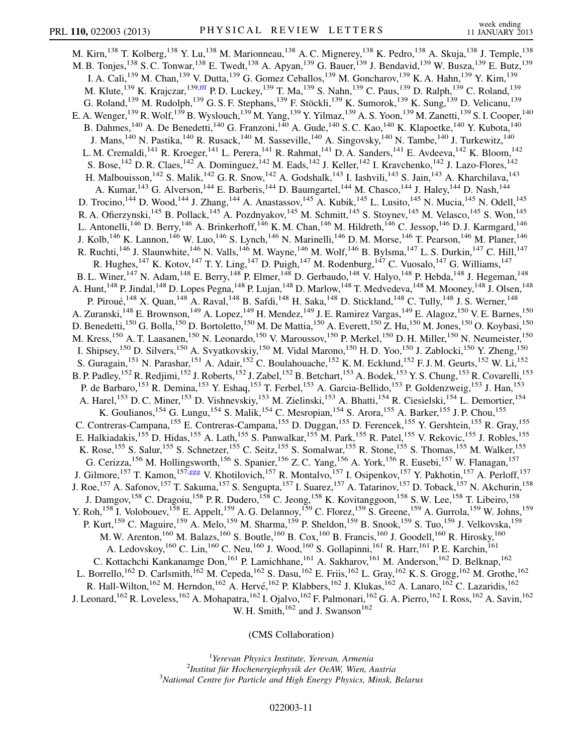M. Kirn,[138] T. Kolberg,[138] Y. Lu,[138] M. Marionneau,[138] A. C. Mignerey,[138] K. Pedro,[138] A. Skuja,[138] J. Temple,[138] M. B. Tonjes,[138] S. C. Tonwar,[138] E. Twedt,[138] A. Apyan,[139] G. Bauer,[139] J. Bendavid,[139] W. Busza,[139] E. Butz,[139] I. A. Cali,[139] M. Chan,[139] V. Dutta,[139] G. Gomez Ceballos,[139] M. Goncharov,[139] K. A. Hahn,[139] Y. Kim,[139] M. Klute,[139] K. Krajczar,[139,fff] P. D. Luckey,[139] T. Ma,[139] S. Nahn,[139] C. Paus,[139] D. Ralph,[139] C. Roland,[139] G. Roland,[139] M. Rudolph,[139] G. S. F. Stephans,[139] F. Stöckli,[139] K. Sumorok,[139] K. Sung,[139] D. Velicanu,[139] E. A. Wenger,[139] R. Wolf,[139] B. Wyslouch,[139] M. Yang,[139] Y. Yilmaz,[139] A. S. Yoon,[139] M. Zanetti,[139] S. I. Cooper,[140] B. Dahmes,[140] A. De Benedetti,[140] G. Franzoni,[140] A. Gude,[140] S. C. Kao,[140] K. Klapoetke,[140] Y. Kubota,[140] J. Mans,[140] N. Pastika,[140] R. Rusack,[140] M. Sasseville,[140] A. Singovsky,[140] N. Tambe,[140] J. Turkewitz,[140] L. M. Cremaldi,[141] R. Kroeger,[141] L. Perera,[141] R. Rahmat,[141] D. A. Sanders,[141] E. Avdeeva,[142] K. Bloom,[142] S. Bose,[142] D. R. Claes,[142] A. Dominguez,[142] M. Eads,[142] J. Keller,[142] I. Kravchenko,[142] J. Lazo-Flores,[142] H. Malbouisson,[142] S. Malik,[142] G. R. Snow,[142] A. Godshalk,[143] I. Iashvili,[143] S. Jain,[143] A. Kharchilava,[143] A. Kumar,[143] G. Alverson,[144] E. Barberis,[144] D. Baumgartel,[144] M. Chasco,[144] J. Haley,[144] D. Nash,[144] D. Trocino,[144] D. Wood,[144] J. Zhang,[144] A. Anastassov,[145] A. Kubik,[145] L. Lusito,[145] N. Mucia,[145] N. Odell,[145] R. A. Ofierzynski,[145] B. Pollack,[145] A. Pozdnyakov,[145] M. Schmitt,[145] S. Stoynev,[145] M. Velasco,[145] S. Won,[145] L. Antonelli,[146] D. Berry,[146] A. Brinkerhoff,[146] K. M. Chan,[146] M. Hildreth,[146] C. Jessop,[146] D. J. Karmgard,[146] J. Kolb,[146] K. Lannon,[146] W. Luo,[146] S. Lynch,[146] N. Marinelli,[146] D. M. Morse,[146] T. Pearson,[146] M. Planer,[146] R. Ruchti,[146] J. Slaunwhite,[146] N. Valls,[146] M. Wayne,[146] M. Wolf,[146] B. Bylsma,[147] L. S. Durkin,[147] C. Hill,[147] R. Hughes,[147] K. Kotov,[147] T. Y. Ling,[147] D. Puigh,[147] M. Rodenburg,[147] C. Vuosalo,[147] G. Williams,[147] B. L. Winer,[147] N. Adam,[148] E. Berry,[148] P. Elmer,[148] D. Gerbaudo,[148] V. Halyo,[148] P. Hebda,[148] J. Hegeman,[148] A. Hunt,[148] P. Jindal,[148] D. Lopes Pegna,[148] P. Lujan,[148] D. Marlow,[148] T. Medvedeva,[148] M. Mooney,[148] J. Olsen,[148] P. Piroué,[148] X. Quan,[148] A. Raval,[148] B. Safdi,[148] H. Saka,[148] D. Stickland,[148] C. Tully,[148] J. S. Werner,[148] A. Zuranski,[148] E. Brownson,[149] A. Lopez,[149] H. Mendez,[149] J. E. Ramirez Vargas,[149] E. Alagoz,[150] V. E. Barnes,[150] D. Benedetti,[150] G. Bolla,[150] D. Bortoletto,[150] M. De Mattia,[150] A. Everett,[150] Z. Hu,[150] M. Jones,[150] O. Koybasi,[150] M. Kress,[150] A. T. Laasanen,[150] N. Leonardo,[150] V. Maroussov,[150] P. Merkel,[150] D. H. Miller,[150] N. Neumeister,[150] I. Shipsey,[150] D. Silvers,[150] A. Svyatkovskiy,[150] M. Vidal Marono,[150] H. D. Yoo,[150] J. Zablocki,[150] Y. Zheng,[150] S. Guragain,[151] N. Parashar,[151] A. Adair,[152] C. Boulahouache,[152] K. M. Ecklund,[152] F. J. M. Geurts,[152] W. Li,[152] B. P. Padley,[152] R. Redjimi,[152] J. Roberts,[152] J. Zabel,[152] B. Betchart,[153] A. Bodek,[153] Y. S. Chung,[153] R. Covarelli,[153] P. de Barbaro,[153] R. Demina,[153] Y. Eshaq,[153] T. Ferbel,[153] A. Garcia-Bellido,[153] P. Goldenzweig,[153] J. Han,[153] A. Harel,[153] D. C. Miner,[153] D. Vishnevskiy,[153] M. Zielinski,[153] A. Bhatti,[154] R. Ciesielski,[154] L. Demortier,[154] K. Goulianos,[154] G. Lungu,[154] S. Malik,[154] C. Mesropian,[154] S. Arora,[155] A. Barker,[155] J. P. Chou,[155] C. Contreras-Campana,[155] E. Contreras-Campana,[155] D. Duggan,[155] D. Ferencek,[155] Y. Gershtein,[155] R. Gray,[155] E. Halkiadakis,[155] D. Hidas,[155] A. Lath,[155] S. Panwalkar,[155] M. Park,[155] R. Patel,[155] V. Rekovic,[155] J. Robles,[155] K. Rose,[155] S. Salur,[155] S. Schnetzer,[155] C. Seitz,[155] S. Somalwar,[155] R. Stone,[155] S. Thomas,[155] M. Walker,[155] G. Cerizza,[156] M. Hollingsworth,[156] S. Spanier,[156] Z. C. Yang,[156] A. York,[156] R. Eusebi,[157] W. Flanagan,[157] J. Gilmore,[157] T. Kamon,[157,ggg] V. Khotilovich,[157] R. Montalvo,[157] I. Osipenkov,[157] Y. Pakhotin,[157] A. Perloff,[157] J. Roe,[157] A. Safonov,[157] T. Sakuma,[157] S. Sengupta,[157] I. Suarez,[157] A. Tatarinov,[157] D. Toback,[157] N. Akchurin,[158] J. Damgov,[158] C. Dragoiu,[158] P. R. Dudero,[158] C. Jeong,[158] K. Kovitanggoon,[158] S. W. Lee,[158] T. Libeiro,[158] Y. Roh,[158] I. Volobouev,[158] E. Appelt,[159] A. G. Delannoy,[159] C. Florez,[159] S. Greene,[159] A. Gurrola,[159] W. Johns,[159] P. Kurt,[159] C. Maguire,[159] A. Melo,[159] M. Sharma,[159] P. Sheldon,[159] B. Snook,[159] S. Tuo,[159] J. Velkovska,[159] M. W. Arenton,[160] M. Balazs,[160] S. Boutle,[160] B. Cox,[160] B. Francis,[160] J. Goodell,[160] R. Hirosky,[160] A. Ledovskoy,[160] C. Lin,[160] C. Neu,[160] J. Wood,[160] S. Gollapinni,[161] R. Harr,[161] P. E. Karchin,[161] C. Kottachchi Kankanamge Don,[161] P. Lamichhane,[161] A. Sakharov,[161] M. Anderson,[162] D. Belknap,[162] L. Borrello,[162] D. Carlsmith,[162] M. Cepeda,[162] S. Dasu,[162] E. Friis,[162] L. Gray,[162] K. S. Grogg,[162] M. Grothe,[162] R. Hall-Wilton,[162] M. Herndon,[162] A. Hervé,[162] P. Klabbers,[162] J. Klukas,[162] A. Lanaro,[162] C. Lazaridis,[162] J. Leonard,[162] R. Loveless,[162] A. Mohapatra,[162] I. Ojalvo,[162] F. Palmonari,[162] G. A. Pierro,[162] I. Ross,[162] A. Savin,[162] W. H. Smith,[162] and J. Swanson[162]

(CMS Collaboration)

[1]*Yerevan Physics Institute, Yerevan, Armenia*
[2]*Institut für Hochenergiephysik der OeAW, Wien, Austria*
[3]*National Centre for Particle and High Energy Physics, Minsk, Belarus*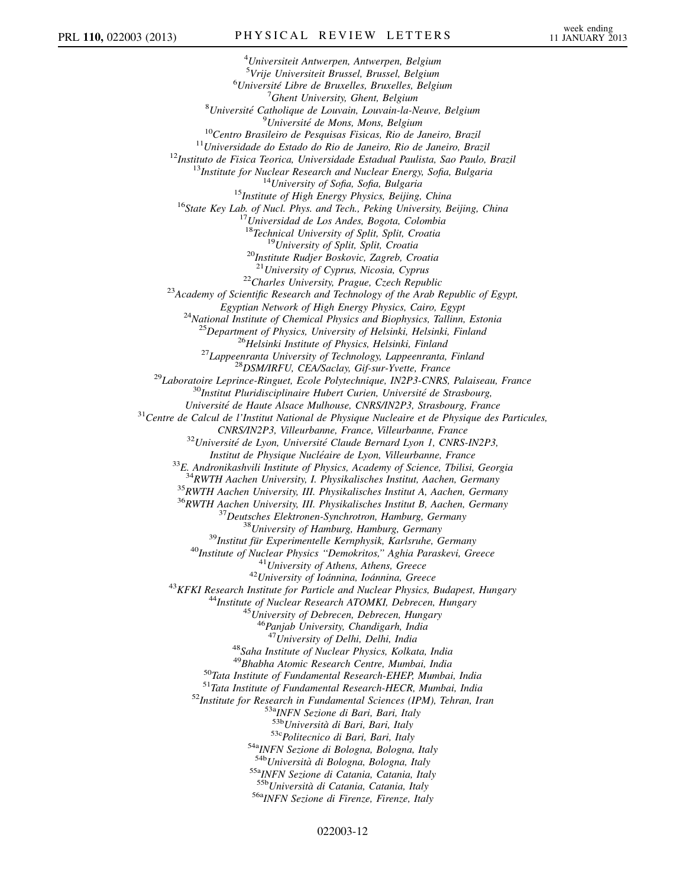[4]*Universiteit Antwerpen, Antwerpen, Belgium*
[5]*Vrije Universiteit Brussel, Brussel, Belgium*
[6]*Université Libre de Bruxelles, Bruxelles, Belgium*
[7]*Ghent University, Ghent, Belgium*
[8]*Université Catholique de Louvain, Louvain-la-Neuve, Belgium*
[9]*Université de Mons, Mons, Belgium*
[10]*Centro Brasileiro de Pesquisas Fisicas, Rio de Janeiro, Brazil*
[11]*Universidade do Estado do Rio de Janeiro, Rio de Janeiro, Brazil*
[12]*Instituto de Fisica Teorica, Universidade Estadual Paulista, Sao Paulo, Brazil*
[13]*Institute for Nuclear Research and Nuclear Energy, Sofia, Bulgaria*
[14]*University of Sofia, Sofia, Bulgaria*
[15]*Institute of High Energy Physics, Beijing, China*
[16]*State Key Lab. of Nucl. Phys. and Tech., Peking University, Beijing, China*
[17]*Universidad de Los Andes, Bogota, Colombia*
[18]*Technical University of Split, Split, Croatia*
[19]*University of Split, Split, Croatia*
[20]*Institute Rudjer Boskovic, Zagreb, Croatia*
[21]*University of Cyprus, Nicosia, Cyprus*
[22]*Charles University, Prague, Czech Republic*
[23]*Academy of Scientific Research and Technology of the Arab Republic of Egypt, Egyptian Network of High Energy Physics, Cairo, Egypt*
[24]*National Institute of Chemical Physics and Biophysics, Tallinn, Estonia*
[25]*Department of Physics, University of Helsinki, Helsinki, Finland*
[26]*Helsinki Institute of Physics, Helsinki, Finland*
[27]*Lappeenranta University of Technology, Lappeenranta, Finland*
[28]*DSM/IRFU, CEA/Saclay, Gif-sur-Yvette, France*
[29]*Laboratoire Leprince-Ringuet, Ecole Polytechnique, IN2P3-CNRS, Palaiseau, France*
[30]*Institut Pluridisciplinaire Hubert Curien, Université de Strasbourg, Université de Haute Alsace Mulhouse, CNRS/IN2P3, Strasbourg, France*
[31]*Centre de Calcul de l'Institut National de Physique Nucleaire et de Physique des Particules, CNRS/IN2P3, Villeurbanne, France, Villeurbanne, France*
[32]*Université de Lyon, Université Claude Bernard Lyon 1, CNRS-IN2P3, Institut de Physique Nucléaire de Lyon, Villeurbanne, France*
[33]*E. Andronikashvili Institute of Physics, Academy of Science, Tbilisi, Georgia*
[34]*RWTH Aachen University, I. Physikalisches Institut, Aachen, Germany*
[35]*RWTH Aachen University, III. Physikalisches Institut A, Aachen, Germany*
[36]*RWTH Aachen University, III. Physikalisches Institut B, Aachen, Germany*
[37]*Deutsches Elektronen-Synchrotron, Hamburg, Germany*
[38]*University of Hamburg, Hamburg, Germany*
[39]*Institut für Experimentelle Kernphysik, Karlsruhe, Germany*
[40]*Institute of Nuclear Physics "Demokritos," Aghia Paraskevi, Greece*
[41]*University of Athens, Athens, Greece*
[42]*University of Ioánnina, Ioánnina, Greece*
[43]*KFKI Research Institute for Particle and Nuclear Physics, Budapest, Hungary*
[44]*Institute of Nuclear Research ATOMKI, Debrecen, Hungary*
[45]*University of Debrecen, Debrecen, Hungary*
[46]*Panjab University, Chandigarh, India*
[47]*University of Delhi, Delhi, India*
[48]*Saha Institute of Nuclear Physics, Kolkata, India*
[49]*Bhabha Atomic Research Centre, Mumbai, India*
[50]*Tata Institute of Fundamental Research-EHEP, Mumbai, India*
[51]*Tata Institute of Fundamental Research-HECR, Mumbai, India*
[52]*Institute for Research in Fundamental Sciences (IPM), Tehran, Iran*
[53a]*INFN Sezione di Bari, Bari, Italy*
[53b]*Università di Bari, Bari, Italy*
[53c]*Politecnico di Bari, Bari, Italy*
[54a]*INFN Sezione di Bologna, Bologna, Italy*
[54b]*Università di Bologna, Bologna, Italy*
[55a]*INFN Sezione di Catania, Catania, Italy*
[55b]*Università di Catania, Catania, Italy*
[56a]*INFN Sezione di Firenze, Firenze, Italy*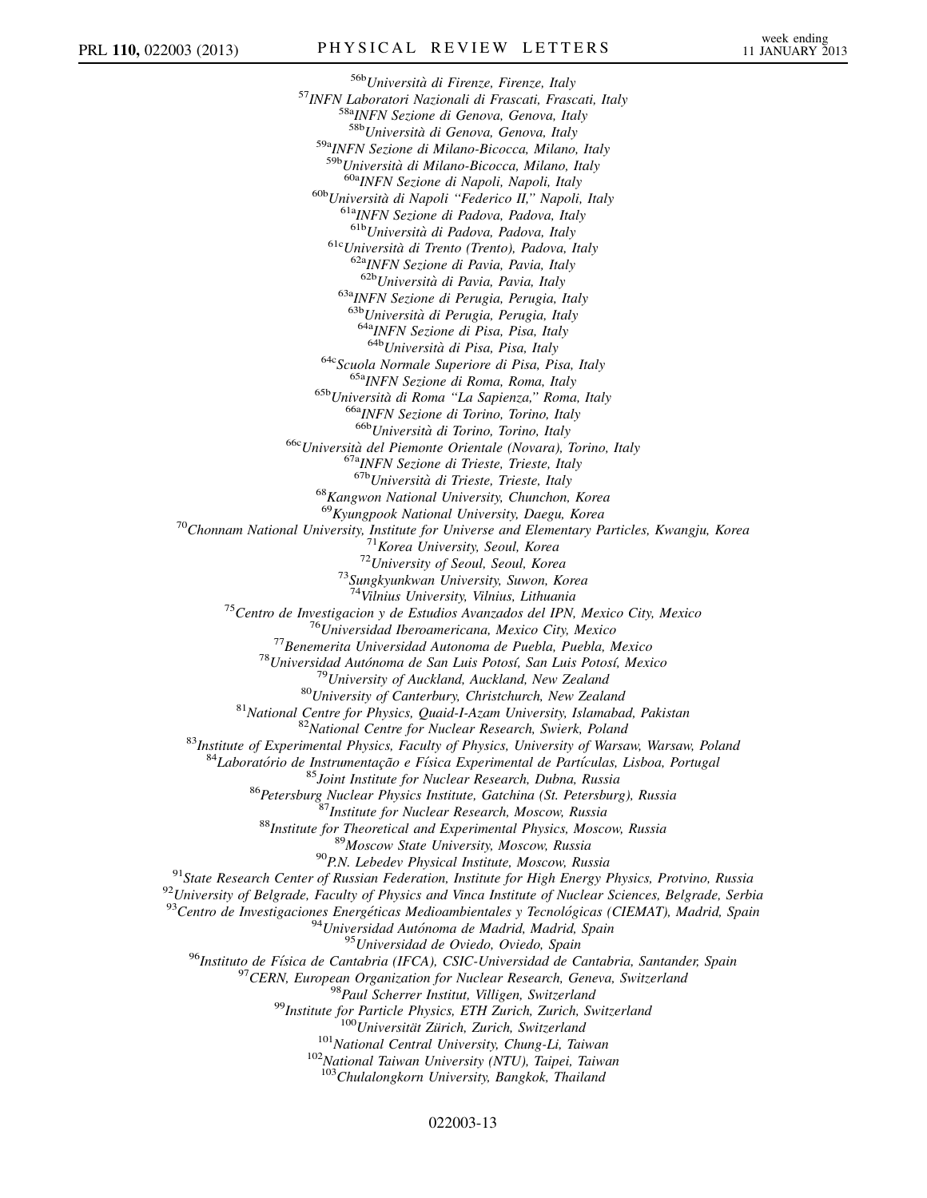[56b]Università di Firenze, Firenze, Italy
[57]INFN Laboratori Nazionali di Frascati, Frascati, Italy
[58a]INFN Sezione di Genova, Genova, Italy
[58b]Università di Genova, Genova, Italy
[59a]INFN Sezione di Milano-Bicocca, Milano, Italy
[59b]Università di Milano-Bicocca, Milano, Italy
[60a]INFN Sezione di Napoli, Napoli, Italy
[60b]Università di Napoli "Federico II," Napoli, Italy
[61a]INFN Sezione di Padova, Padova, Italy
[61b]Università di Padova, Padova, Italy
[61c]Università di Trento (Trento), Padova, Italy
[62a]INFN Sezione di Pavia, Pavia, Italy
[62b]Università di Pavia, Pavia, Italy
[63a]INFN Sezione di Perugia, Perugia, Italy
[63b]Università di Perugia, Perugia, Italy
[64a]INFN Sezione di Pisa, Pisa, Italy
[64b]Università di Pisa, Pisa, Italy
[64c]Scuola Normale Superiore di Pisa, Pisa, Italy
[65a]INFN Sezione di Roma, Roma, Italy
[65b]Università di Roma "La Sapienza," Roma, Italy
[66a]INFN Sezione di Torino, Torino, Italy
[66b]Università di Torino, Torino, Italy
[66c]Università del Piemonte Orientale (Novara), Torino, Italy
[67a]INFN Sezione di Trieste, Trieste, Italy
[67b]Università di Trieste, Trieste, Italy
[68]Kangwon National University, Chunchon, Korea
[69]Kyungpook National University, Daegu, Korea
[70]Chonnam National University, Institute for Universe and Elementary Particles, Kwangju, Korea
[71]Korea University, Seoul, Korea
[72]University of Seoul, Seoul, Korea
[73]Sungkyunkwan University, Suwon, Korea
[74]Vilnius University, Vilnius, Lithuania
[75]Centro de Investigacion y de Estudios Avanzados del IPN, Mexico City, Mexico
[76]Universidad Iberoamericana, Mexico City, Mexico
[77]Benemerita Universidad Autonoma de Puebla, Puebla, Mexico
[78]Universidad Autónoma de San Luis Potosí, San Luis Potosí, Mexico
[79]University of Auckland, Auckland, New Zealand
[80]University of Canterbury, Christchurch, New Zealand
[81]National Centre for Physics, Quaid-I-Azam University, Islamabad, Pakistan
[82]National Centre for Nuclear Research, Swierk, Poland
[83]Institute of Experimental Physics, Faculty of Physics, University of Warsaw, Warsaw, Poland
[84]Laboratório de Instrumentação e Física Experimental de Partículas, Lisboa, Portugal
[85]Joint Institute for Nuclear Research, Dubna, Russia
[86]Petersburg Nuclear Physics Institute, Gatchina (St. Petersburg), Russia
[87]Institute for Nuclear Research, Moscow, Russia
[88]Institute for Theoretical and Experimental Physics, Moscow, Russia
[89]Moscow State University, Moscow, Russia
[90]P.N. Lebedev Physical Institute, Moscow, Russia
[91]State Research Center of Russian Federation, Institute for High Energy Physics, Protvino, Russia
[92]University of Belgrade, Faculty of Physics and Vinca Institute of Nuclear Sciences, Belgrade, Serbia
[93]Centro de Investigaciones Energéticas Medioambientales y Tecnológicas (CIEMAT), Madrid, Spain
[94]Universidad Autónoma de Madrid, Madrid, Spain
[95]Universidad de Oviedo, Oviedo, Spain
[96]Instituto de Física de Cantabria (IFCA), CSIC-Universidad de Cantabria, Santander, Spain
[97]CERN, European Organization for Nuclear Research, Geneva, Switzerland
[98]Paul Scherrer Institut, Villigen, Switzerland
[99]Institute for Particle Physics, ETH Zurich, Zurich, Switzerland
[100]Universität Zürich, Zurich, Switzerland
[101]National Central University, Chung-Li, Taiwan
[102]National Taiwan University (NTU), Taipei, Taiwan
[103]Chulalongkorn University, Bangkok, Thailand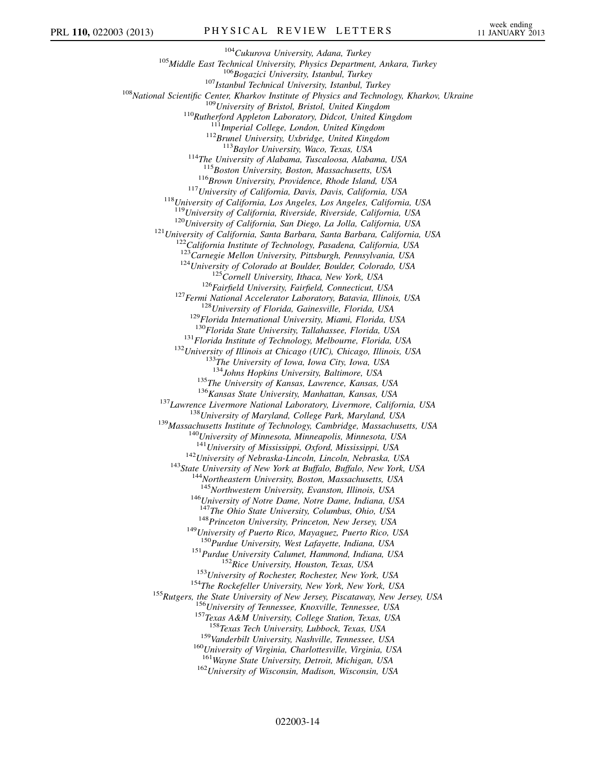[104]*Cukurova University, Adana, Turkey*
[105]*Middle East Technical University, Physics Department, Ankara, Turkey*
[106]*Bogazici University, Istanbul, Turkey*
[107]*Istanbul Technical University, Istanbul, Turkey*
[108]*National Scientific Center, Kharkov Institute of Physics and Technology, Kharkov, Ukraine*
[109]*University of Bristol, Bristol, United Kingdom*
[110]*Rutherford Appleton Laboratory, Didcot, United Kingdom*
[111]*Imperial College, London, United Kingdom*
[112]*Brunel University, Uxbridge, United Kingdom*
[113]*Baylor University, Waco, Texas, USA*
[114]*The University of Alabama, Tuscaloosa, Alabama, USA*
[115]*Boston University, Boston, Massachusetts, USA*
[116]*Brown University, Providence, Rhode Island, USA*
[117]*University of California, Davis, Davis, California, USA*
[118]*University of California, Los Angeles, Los Angeles, California, USA*
[119]*University of California, Riverside, Riverside, California, USA*
[120]*University of California, San Diego, La Jolla, California, USA*
[121]*University of California, Santa Barbara, Santa Barbara, California, USA*
[122]*California Institute of Technology, Pasadena, California, USA*
[123]*Carnegie Mellon University, Pittsburgh, Pennsylvania, USA*
[124]*University of Colorado at Boulder, Boulder, Colorado, USA*
[125]*Cornell University, Ithaca, New York, USA*
[126]*Fairfield University, Fairfield, Connecticut, USA*
[127]*Fermi National Accelerator Laboratory, Batavia, Illinois, USA*
[128]*University of Florida, Gainesville, Florida, USA*
[129]*Florida International University, Miami, Florida, USA*
[130]*Florida State University, Tallahassee, Florida, USA*
[131]*Florida Institute of Technology, Melbourne, Florida, USA*
[132]*University of Illinois at Chicago (UIC), Chicago, Illinois, USA*
[133]*The University of Iowa, Iowa City, Iowa, USA*
[134]*Johns Hopkins University, Baltimore, USA*
[135]*The University of Kansas, Lawrence, Kansas, USA*
[136]*Kansas State University, Manhattan, Kansas, USA*
[137]*Lawrence Livermore National Laboratory, Livermore, California, USA*
[138]*University of Maryland, College Park, Maryland, USA*
[139]*Massachusetts Institute of Technology, Cambridge, Massachusetts, USA*
[140]*University of Minnesota, Minneapolis, Minnesota, USA*
[141]*University of Mississippi, Oxford, Mississippi, USA*
[142]*University of Nebraska-Lincoln, Lincoln, Nebraska, USA*
[143]*State University of New York at Buffalo, Buffalo, New York, USA*
[144]*Northeastern University, Boston, Massachusetts, USA*
[145]*Northwestern University, Evanston, Illinois, USA*
[146]*University of Notre Dame, Notre Dame, Indiana, USA*
[147]*The Ohio State University, Columbus, Ohio, USA*
[148]*Princeton University, Princeton, New Jersey, USA*
[149]*University of Puerto Rico, Mayaguez, Puerto Rico, USA*
[150]*Purdue University, West Lafayette, Indiana, USA*
[151]*Purdue University Calumet, Hammond, Indiana, USA*
[152]*Rice University, Houston, Texas, USA*
[153]*University of Rochester, Rochester, New York, USA*
[154]*The Rockefeller University, New York, New York, USA*
[155]*Rutgers, the State University of New Jersey, Piscataway, New Jersey, USA*
[156]*University of Tennessee, Knoxville, Tennessee, USA*
[157]*Texas A&M University, College Station, Texas, USA*
[158]*Texas Tech University, Lubbock, Texas, USA*
[159]*Vanderbilt University, Nashville, Tennessee, USA*
[160]*University of Virginia, Charlottesville, Virginia, USA*
[161]*Wayne State University, Detroit, Michigan, USA*
[162]*University of Wisconsin, Madison, Wisconsin, USA*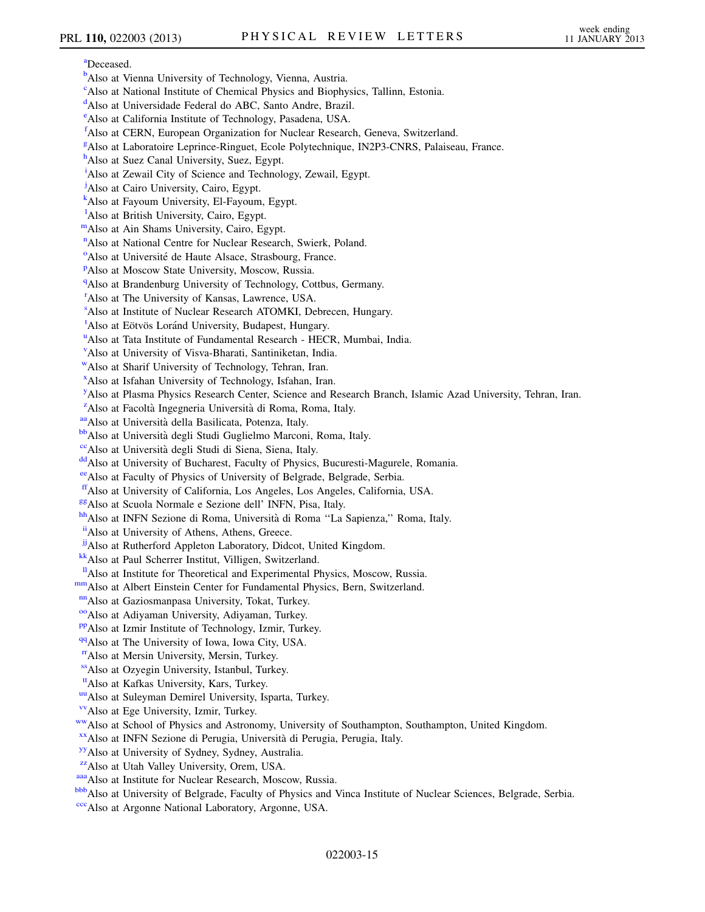[a]Deceased.

[b]Also at Vienna University of Technology, Vienna, Austria.

[c]Also at National Institute of Chemical Physics and Biophysics, Tallinn, Estonia.

[d]Also at Universidade Federal do ABC, Santo Andre, Brazil.

[e]Also at California Institute of Technology, Pasadena, USA.

[f]Also at CERN, European Organization for Nuclear Research, Geneva, Switzerland.

[g]Also at Laboratoire Leprince-Ringuet, Ecole Polytechnique, IN2P3-CNRS, Palaiseau, France.

[h]Also at Suez Canal University, Suez, Egypt.

[i]Also at Zewail City of Science and Technology, Zewail, Egypt.

[j]Also at Cairo University, Cairo, Egypt.

[k]Also at Fayoum University, El-Fayoum, Egypt.

[l]Also at British University, Cairo, Egypt.

[m]Also at Ain Shams University, Cairo, Egypt.

[n]Also at National Centre for Nuclear Research, Swierk, Poland.

[o]Also at Université de Haute Alsace, Strasbourg, France.

[p]Also at Moscow State University, Moscow, Russia.

[q]Also at Brandenburg University of Technology, Cottbus, Germany.

[r]Also at The University of Kansas, Lawrence, USA.

[s]Also at Institute of Nuclear Research ATOMKI, Debrecen, Hungary.

[t]Also at Eötvös Loránd University, Budapest, Hungary.

[u]Also at Tata Institute of Fundamental Research - HECR, Mumbai, India.

[v]Also at University of Visva-Bharati, Santiniketan, India.

[w]Also at Sharif University of Technology, Tehran, Iran.

[x]Also at Isfahan University of Technology, Isfahan, Iran.

[y]Also at Plasma Physics Research Center, Science and Research Branch, Islamic Azad University, Tehran, Iran.

[z]Also at Facoltà Ingegneria Università di Roma, Roma, Italy.

[aa]Also at Università della Basilicata, Potenza, Italy.

[bb]Also at Università degli Studi Guglielmo Marconi, Roma, Italy.

[cc]Also at Università degli Studi di Siena, Siena, Italy.

[dd]Also at University of Bucharest, Faculty of Physics, Bucuresti-Magurele, Romania.

[ee]Also at Faculty of Physics of University of Belgrade, Belgrade, Serbia.

[ff]Also at University of California, Los Angeles, Los Angeles, California, USA.

[gg]Also at Scuola Normale e Sezione dell' INFN, Pisa, Italy.

[hh]Also at INFN Sezione di Roma, Università di Roma "La Sapienza," Roma, Italy.

[ii]Also at University of Athens, Athens, Greece.

[jj]Also at Rutherford Appleton Laboratory, Didcot, United Kingdom.

[kk]Also at Paul Scherrer Institut, Villigen, Switzerland.

[ll]Also at Institute for Theoretical and Experimental Physics, Moscow, Russia.

[mm]Also at Albert Einstein Center for Fundamental Physics, Bern, Switzerland.

[nn]Also at Gaziosmanpasa University, Tokat, Turkey.

[oo]Also at Adiyaman University, Adiyaman, Turkey.

[pp]Also at Izmir Institute of Technology, Izmir, Turkey.

[qq]Also at The University of Iowa, Iowa City, USA.

[rr]Also at Mersin University, Mersin, Turkey.

[ss]Also at Ozyegin University, Istanbul, Turkey.

[tt]Also at Kafkas University, Kars, Turkey.

[uu]Also at Suleyman Demirel University, Isparta, Turkey.

[vv]Also at Ege University, Izmir, Turkey.

[ww]Also at School of Physics and Astronomy, University of Southampton, Southampton, United Kingdom.

[xx]Also at INFN Sezione di Perugia, Università di Perugia, Perugia, Italy.

[yy]Also at University of Sydney, Sydney, Australia.

[zz]Also at Utah Valley University, Orem, USA.

[aaa]Also at Institute for Nuclear Research, Moscow, Russia.

[bbb]Also at University of Belgrade, Faculty of Physics and Vinca Institute of Nuclear Sciences, Belgrade, Serbia.

[ccc]Also at Argonne National Laboratory, Argonne, USA.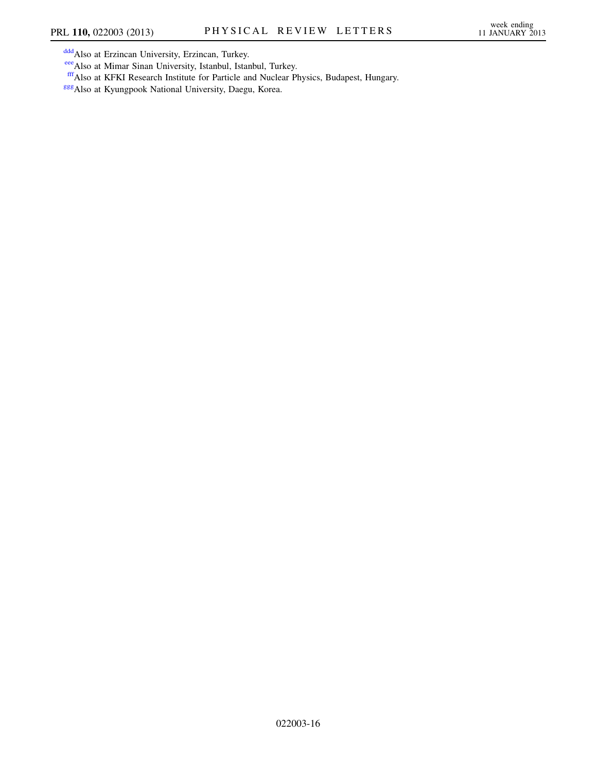[ddd]Also at Erzincan University, Erzincan, Turkey.
[eee]Also at Mimar Sinan University, Istanbul, Istanbul, Turkey.
[fff]Also at KFKI Research Institute for Particle and Nuclear Physics, Budapest, Hungary.
[ggg]Also at Kyungpook National University, Daegu, Korea.